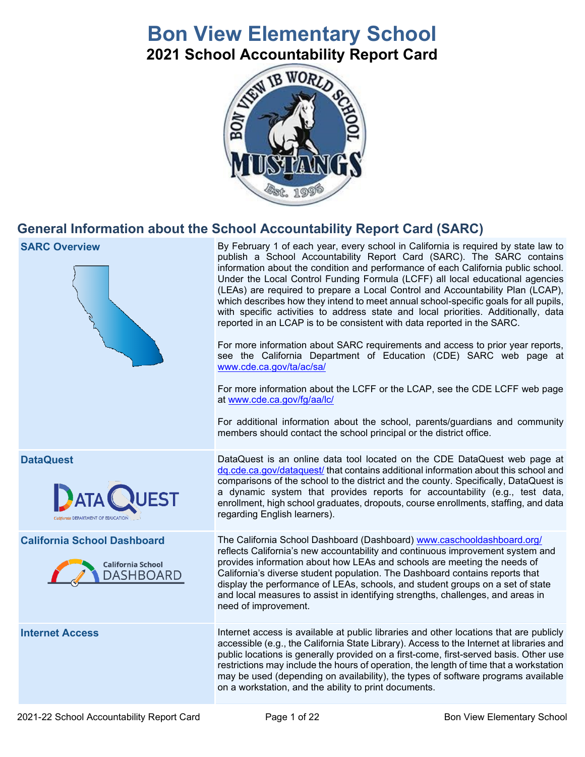# Bon View Elementary School

## 2021 School Accountability Report Card

## General Information about the School Accountability Report Card (SARC)

| | |
|---|---|
| **SARC Overview** | By February 1 of each year, every school in California is required by state law to publish a School Accountability Report Card (SARC). The SARC contains information about the condition and performance of each California public school. Under the Local Control Funding Formula (LCFF) all local educational agencies (LEAs) are required to prepare a Local Control and Accountability Plan (LCAP), which describes how they intend to meet annual school-specific goals for all pupils, with specific activities to address state and local priorities. Additionally, data reported in an LCAP is to be consistent with data reported in the SARC.<br><br>For more information about SARC requirements and access to prior year reports, see the California Department of Education (CDE) SARC web page at www.cde.ca.gov/ta/ac/sa/<br><br>For more information about the LCFF or the LCAP, see the CDE LCFF web page at www.cde.ca.gov/fg/aa/lc/<br><br>For additional information about the school, parents/guardians and community members should contact the school principal or the district office. |
| **DataQuest** | DataQuest is an online data tool located on the CDE DataQuest web page at dq.cde.ca.gov/dataquest/ that contains additional information about this school and comparisons of the school to the district and the county. Specifically, DataQuest is a dynamic system that provides reports for accountability (e.g., test data, enrollment, high school graduates, dropouts, course enrollments, staffing, and data regarding English learners). |
| **California School Dashboard** | The California School Dashboard (Dashboard) www.caschooldashboard.org/ reflects California's new accountability and continuous improvement system and provides information about how LEAs and schools are meeting the needs of California's diverse student population. The Dashboard contains reports that display the performance of LEAs, schools, and student groups on a set of state and local measures to assist in identifying strengths, challenges, and areas in need of improvement. |
| **Internet Access** | Internet access is available at public libraries and other locations that are publicly accessible (e.g., the California State Library). Access to the Internet at libraries and public locations is generally provided on a first-come, first-served basis. Other use restrictions may include the hours of operation, the length of time that a workstation may be used (depending on availability), the types of software programs available on a workstation, and the ability to print documents. |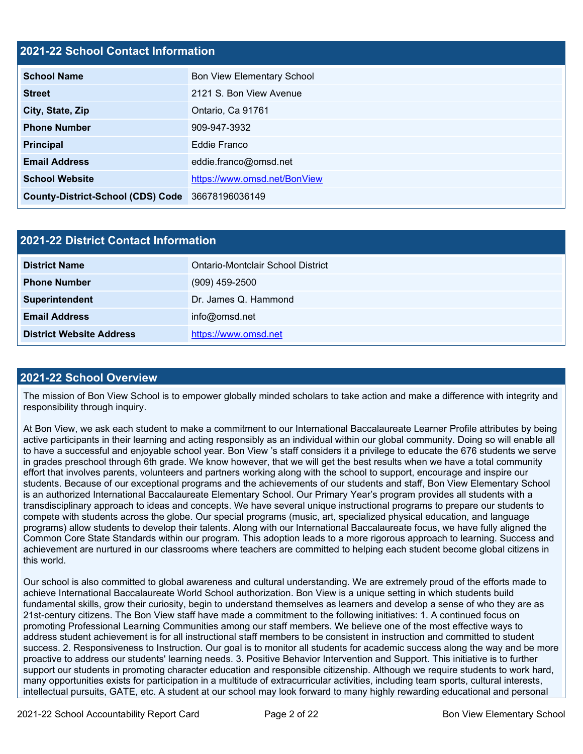## 2021-22 School Contact Information

| | |
|---|---|
| **School Name** | Bon View Elementary School |
| **Street** | 2121 S. Bon View Avenue |
| **City, State, Zip** | Ontario, Ca 91761 |
| **Phone Number** | 909-947-3932 |
| **Principal** | Eddie Franco |
| **Email Address** | eddie.franco@omsd.net |
| **School Website** | https://www.omsd.net/BonView |
| **County-District-School (CDS) Code** | 36678196036149 |

## 2021-22 District Contact Information

| | |
|---|---|
| **District Name** | Ontario-Montclair School District |
| **Phone Number** | (909) 459-2500 |
| **Superintendent** | Dr. James Q. Hammond |
| **Email Address** | info@omsd.net |
| **District Website Address** | https://www.omsd.net |

## 2021-22 School Overview

The mission of Bon View School is to empower globally minded scholars to take action and make a difference with integrity and responsibility through inquiry.

At Bon View, we ask each student to make a commitment to our International Baccalaureate Learner Profile attributes by being active participants in their learning and acting responsibly as an individual within our global community. Doing so will enable all to have a successful and enjoyable school year. Bon View 's staff considers it a privilege to educate the 676 students we serve in grades preschool through 6th grade. We know however, that we will get the best results when we have a total community effort that involves parents, volunteers and partners working along with the school to support, encourage and inspire our students. Because of our exceptional programs and the achievements of our students and staff, Bon View Elementary School is an authorized International Baccalaureate Elementary School. Our Primary Year's program provides all students with a transdisciplinary approach to ideas and concepts. We have several unique instructional programs to prepare our students to compete with students across the globe. Our special programs (music, art, specialized physical education, and language programs) allow students to develop their talents. Along with our International Baccalaureate focus, we have fully aligned the Common Core State Standards within our program. This adoption leads to a more rigorous approach to learning. Success and achievement are nurtured in our classrooms where teachers are committed to helping each student become global citizens in this world.

Our school is also committed to global awareness and cultural understanding. We are extremely proud of the efforts made to achieve International Baccalaureate World School authorization. Bon View is a unique setting in which students build fundamental skills, grow their curiosity, begin to understand themselves as learners and develop a sense of who they are as 21st-century citizens. The Bon View staff have made a commitment to the following initiatives: 1. A continued focus on promoting Professional Learning Communities among our staff members. We believe one of the most effective ways to address student achievement is for all instructional staff members to be consistent in instruction and committed to student success. 2. Responsiveness to Instruction. Our goal is to monitor all students for academic success along the way and be more proactive to address our students' learning needs. 3. Positive Behavior Intervention and Support. This initiative is to further support our students in promoting character education and responsible citizenship. Although we require students to work hard, many opportunities exists for participation in a multitude of extracurricular activities, including team sports, cultural interests, intellectual pursuits, GATE, etc. A student at our school may look forward to many highly rewarding educational and personal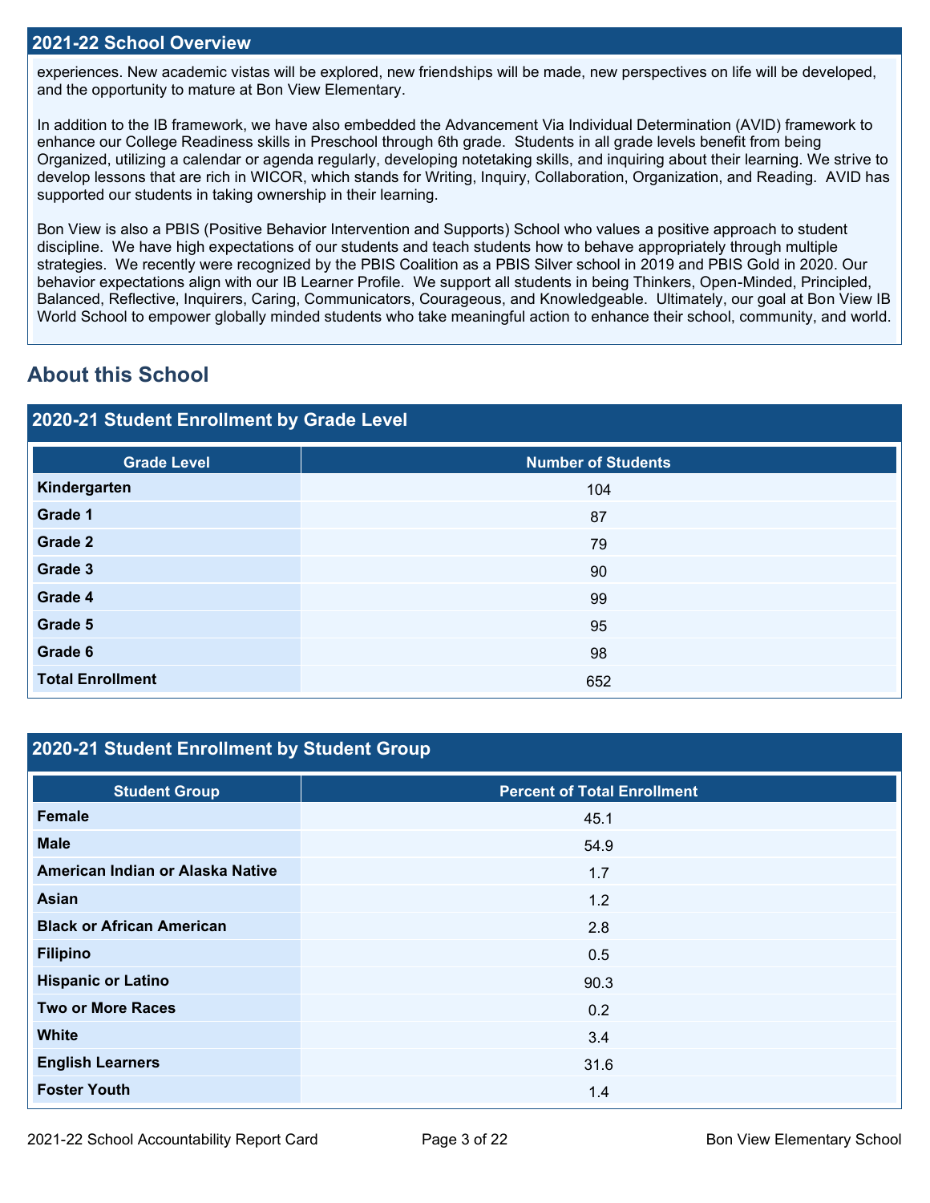## 2021-22 School Overview

experiences. New academic vistas will be explored, new friendships will be made, new perspectives on life will be developed, and the opportunity to mature at Bon View Elementary.

In addition to the IB framework, we have also embedded the Advancement Via Individual Determination (AVID) framework to enhance our College Readiness skills in Preschool through 6th grade. Students in all grade levels benefit from being Organized, utilizing a calendar or agenda regularly, developing notetaking skills, and inquiring about their learning. We strive to develop lessons that are rich in WICOR, which stands for Writing, Inquiry, Collaboration, Organization, and Reading. AVID has supported our students in taking ownership in their learning.

Bon View is also a PBIS (Positive Behavior Intervention and Supports) School who values a positive approach to student discipline. We have high expectations of our students and teach students how to behave appropriately through multiple strategies. We recently were recognized by the PBIS Coalition as a PBIS Silver school in 2019 and PBIS Gold in 2020. Our behavior expectations align with our IB Learner Profile. We support all students in being Thinkers, Open-Minded, Principled, Balanced, Reflective, Inquirers, Caring, Communicators, Courageous, and Knowledgeable. Ultimately, our goal at Bon View IB World School to empower globally minded students who take meaningful action to enhance their school, community, and world.

# About this School

## 2020-21 Student Enrollment by Grade Level

| Grade Level | Number of Students |
|---|---|
| Kindergarten | 104 |
| Grade 1 | 87 |
| Grade 2 | 79 |
| Grade 3 | 90 |
| Grade 4 | 99 |
| Grade 5 | 95 |
| Grade 6 | 98 |
| Total Enrollment | 652 |

## 2020-21 Student Enrollment by Student Group

| Student Group | Percent of Total Enrollment |
|---|---|
| Female | 45.1 |
| Male | 54.9 |
| American Indian or Alaska Native | 1.7 |
| Asian | 1.2 |
| Black or African American | 2.8 |
| Filipino | 0.5 |
| Hispanic or Latino | 90.3 |
| Two or More Races | 0.2 |
| White | 3.4 |
| English Learners | 31.6 |
| Foster Youth | 1.4 |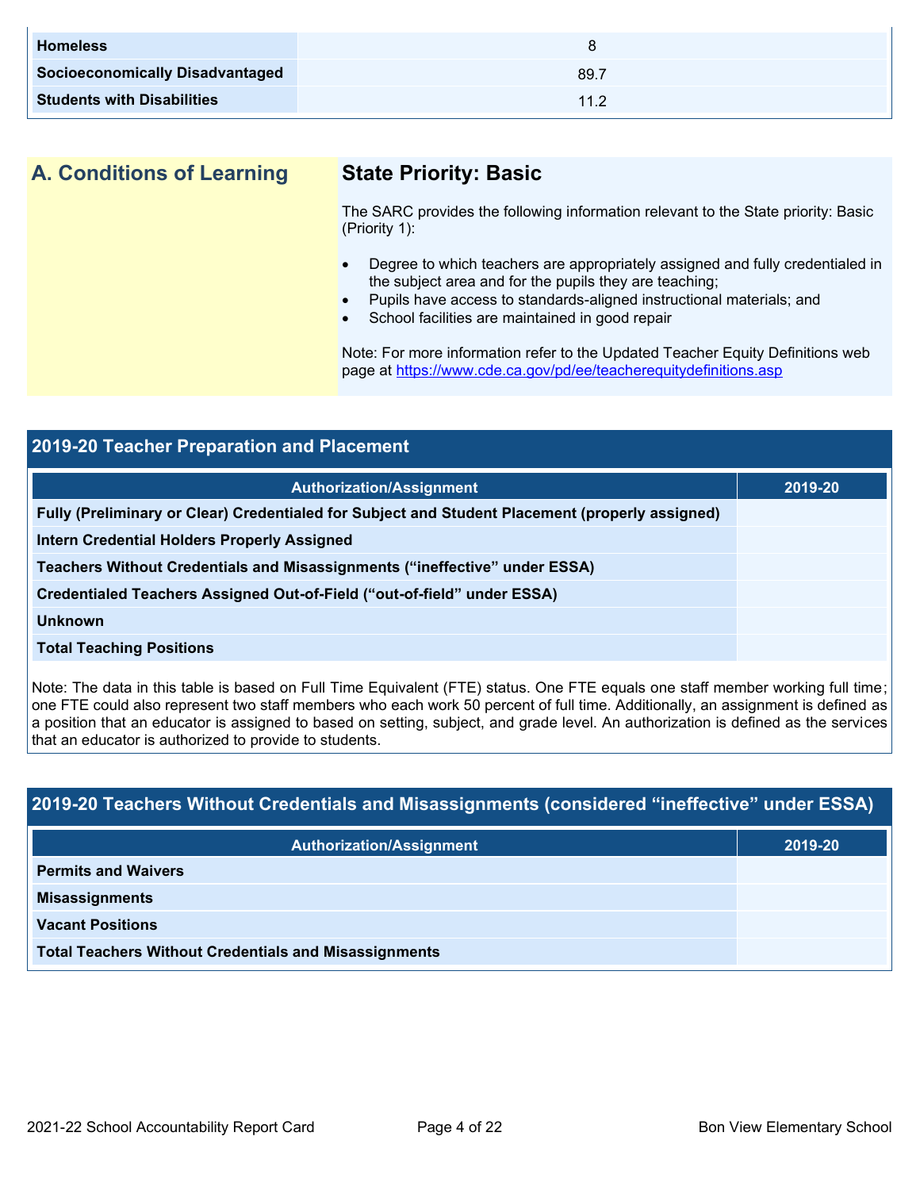| | |
|---|---|
| **Homeless** | 8 |
| **Socioeconomically Disadvantaged** | 89.7 |
| **Students with Disabilities** | 11.2 |

## A. Conditions of Learning

### State Priority: Basic

The SARC provides the following information relevant to the State priority: Basic (Priority 1):

- Degree to which teachers are appropriately assigned and fully credentialed in the subject area and for the pupils they are teaching;
- Pupils have access to standards-aligned instructional materials; and
- School facilities are maintained in good repair

Note: For more information refer to the Updated Teacher Equity Definitions web page at https://www.cde.ca.gov/pd/ee/teacherequitydefinitions.asp

## 2019-20 Teacher Preparation and Placement

| Authorization/Assignment | 2019-20 |
|---|---|
| **Fully (Preliminary or Clear) Credentialed for Subject and Student Placement (properly assigned)** | |
| **Intern Credential Holders Properly Assigned** | |
| **Teachers Without Credentials and Misassignments ("ineffective" under ESSA)** | |
| **Credentialed Teachers Assigned Out-of-Field ("out-of-field" under ESSA)** | |
| **Unknown** | |
| **Total Teaching Positions** | |

Note: The data in this table is based on Full Time Equivalent (FTE) status. One FTE equals one staff member working full time; one FTE could also represent two staff members who each work 50 percent of full time. Additionally, an assignment is defined as a position that an educator is assigned to based on setting, subject, and grade level. An authorization is defined as the services that an educator is authorized to provide to students.

## 2019-20 Teachers Without Credentials and Misassignments (considered "ineffective" under ESSA)

| Authorization/Assignment | 2019-20 |
|---|---|
| **Permits and Waivers** | |
| **Misassignments** | |
| **Vacant Positions** | |
| **Total Teachers Without Credentials and Misassignments** | |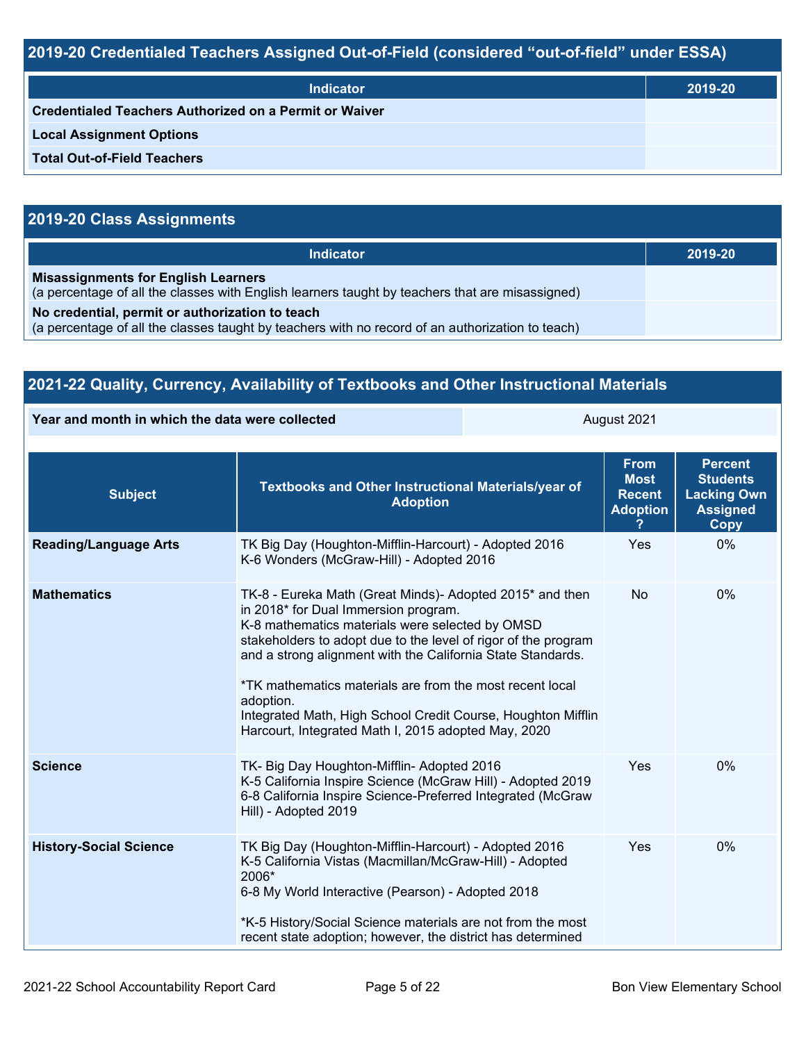## 2019-20 Credentialed Teachers Assigned Out-of-Field (considered "out-of-field" under ESSA)

| Indicator | 2019-20 |
| --- | --- |
| **Credentialed Teachers Authorized on a Permit or Waiver** | |
| **Local Assignment Options** | |
| **Total Out-of-Field Teachers** | |

## 2019-20 Class Assignments

| Indicator | 2019-20 |
| --- | --- |
| **Misassignments for English Learners**<br>(a percentage of all the classes with English learners taught by teachers that are misassigned) | |
| **No credential, permit or authorization to teach**<br>(a percentage of all the classes taught by teachers with no record of an authorization to teach) | |

## 2021-22 Quality, Currency, Availability of Textbooks and Other Instructional Materials

| Year and month in which the data were collected | August 2021 |
| --- | --- |

| Subject | Textbooks and Other Instructional Materials/year of Adoption | From Most Recent Adoption ? | Percent Students Lacking Own Assigned Copy |
| --- | --- | --- | --- |
| **Reading/Language Arts** | TK Big Day (Houghton-Mifflin-Harcourt) - Adopted 2016<br>K-6 Wonders (McGraw-Hill) - Adopted 2016 | Yes | 0% |
| **Mathematics** | TK-8 - Eureka Math (Great Minds)- Adopted 2015* and then in 2018* for Dual Immersion program.<br>K-8 mathematics materials were selected by OMSD stakeholders to adopt due to the level of rigor of the program and a strong alignment with the California State Standards.<br><br>*TK mathematics materials are from the most recent local adoption.<br>Integrated Math, High School Credit Course, Houghton Mifflin Harcourt, Integrated Math I, 2015 adopted May, 2020 | No | 0% |
| **Science** | TK- Big Day Houghton-Mifflin- Adopted 2016<br>K-5 California Inspire Science (McGraw Hill) - Adopted 2019<br>6-8 California Inspire Science-Preferred Integrated (McGraw Hill) - Adopted 2019 | Yes | 0% |
| **History-Social Science** | TK Big Day (Houghton-Mifflin-Harcourt) - Adopted 2016<br>K-5 California Vistas (Macmillan/McGraw-Hill) - Adopted 2006*<br>6-8 My World Interactive (Pearson) - Adopted 2018<br><br>*K-5 History/Social Science materials are not from the most recent state adoption; however, the district has determined | Yes | 0% |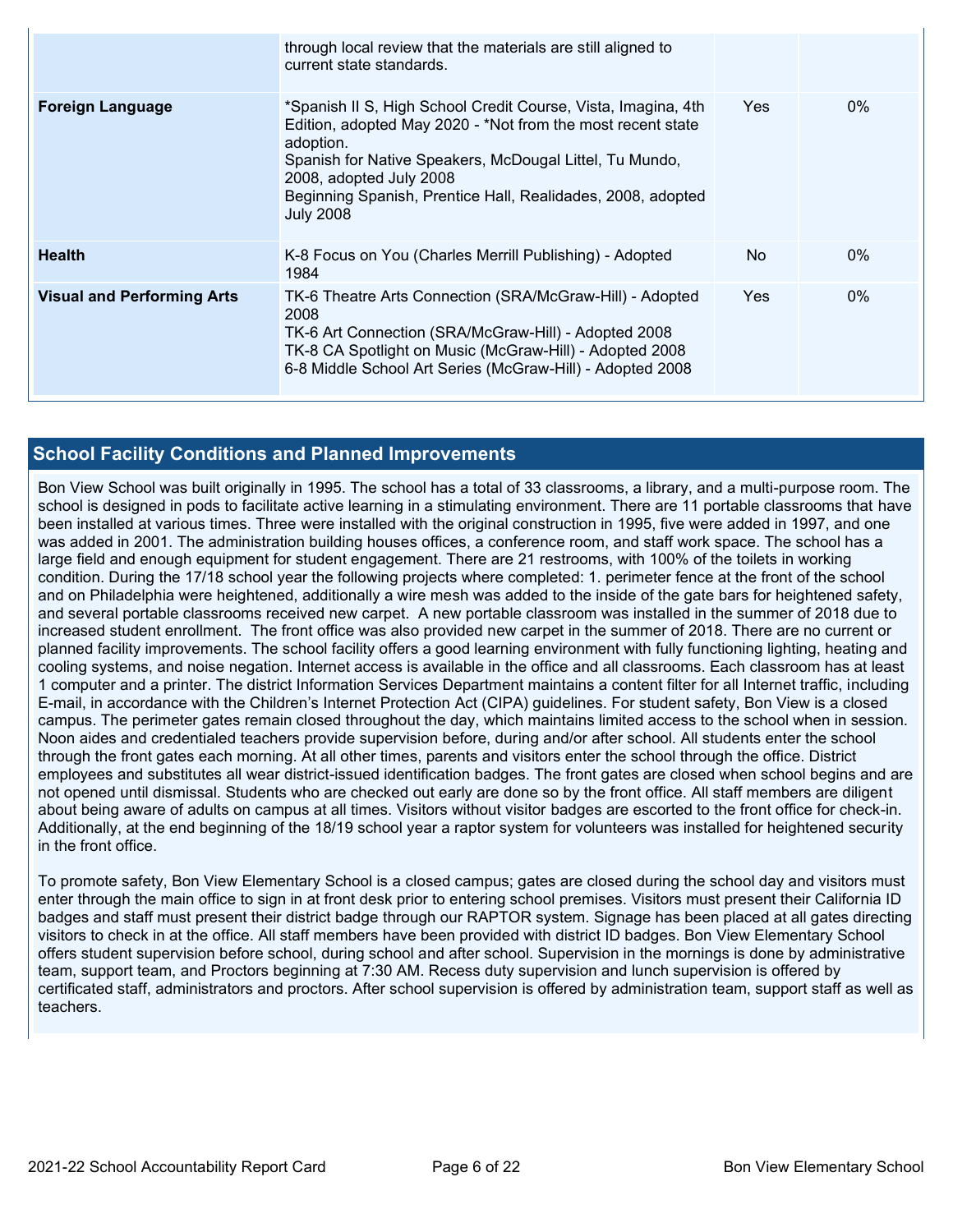| | | | |
|---|---|---|---|
| | through local review that the materials are still aligned to current state standards. | | |
| **Foreign Language** | *Spanish II S, High School Credit Course, Vista, Imagina, 4th Edition, adopted May 2020 - *Not from the most recent state adoption.<br>Spanish for Native Speakers, McDougal Littel, Tu Mundo, 2008, adopted July 2008<br>Beginning Spanish, Prentice Hall, Realidades, 2008, adopted July 2008 | Yes | 0% |
| **Health** | K-8 Focus on You (Charles Merrill Publishing) - Adopted 1984 | No | 0% |
| **Visual and Performing Arts** | TK-6 Theatre Arts Connection (SRA/McGraw-Hill) - Adopted 2008<br>TK-6 Art Connection (SRA/McGraw-Hill) - Adopted 2008<br>TK-8 CA Spotlight on Music (McGraw-Hill) - Adopted 2008<br>6-8 Middle School Art Series (McGraw-Hill) - Adopted 2008 | Yes | 0% |

## School Facility Conditions and Planned Improvements

Bon View School was built originally in 1995. The school has a total of 33 classrooms, a library, and a multi-purpose room. The school is designed in pods to facilitate active learning in a stimulating environment. There are 11 portable classrooms that have been installed at various times. Three were installed with the original construction in 1995, five were added in 1997, and one was added in 2001. The administration building houses offices, a conference room, and staff work space. The school has a large field and enough equipment for student engagement. There are 21 restrooms, with 100% of the toilets in working condition. During the 17/18 school year the following projects where completed: 1. perimeter fence at the front of the school and on Philadelphia were heightened, additionally a wire mesh was added to the inside of the gate bars for heightened safety, and several portable classrooms received new carpet. A new portable classroom was installed in the summer of 2018 due to increased student enrollment. The front office was also provided new carpet in the summer of 2018. There are no current or planned facility improvements. The school facility offers a good learning environment with fully functioning lighting, heating and cooling systems, and noise negation. Internet access is available in the office and all classrooms. Each classroom has at least 1 computer and a printer. The district Information Services Department maintains a content filter for all Internet traffic, including E-mail, in accordance with the Children's Internet Protection Act (CIPA) guidelines. For student safety, Bon View is a closed campus. The perimeter gates remain closed throughout the day, which maintains limited access to the school when in session. Noon aides and credentialed teachers provide supervision before, during and/or after school. All students enter the school through the front gates each morning. At all other times, parents and visitors enter the school through the office. District employees and substitutes all wear district-issued identification badges. The front gates are closed when school begins and are not opened until dismissal. Students who are checked out early are done so by the front office. All staff members are diligent about being aware of adults on campus at all times. Visitors without visitor badges are escorted to the front office for check-in. Additionally, at the end beginning of the 18/19 school year a raptor system for volunteers was installed for heightened security in the front office.

To promote safety, Bon View Elementary School is a closed campus; gates are closed during the school day and visitors must enter through the main office to sign in at front desk prior to entering school premises. Visitors must present their California ID badges and staff must present their district badge through our RAPTOR system. Signage has been placed at all gates directing visitors to check in at the office. All staff members have been provided with district ID badges. Bon View Elementary School offers student supervision before school, during school and after school. Supervision in the mornings is done by administrative team, support team, and Proctors beginning at 7:30 AM. Recess duty supervision and lunch supervision is offered by certificated staff, administrators and proctors. After school supervision is offered by administration team, support staff as well as teachers.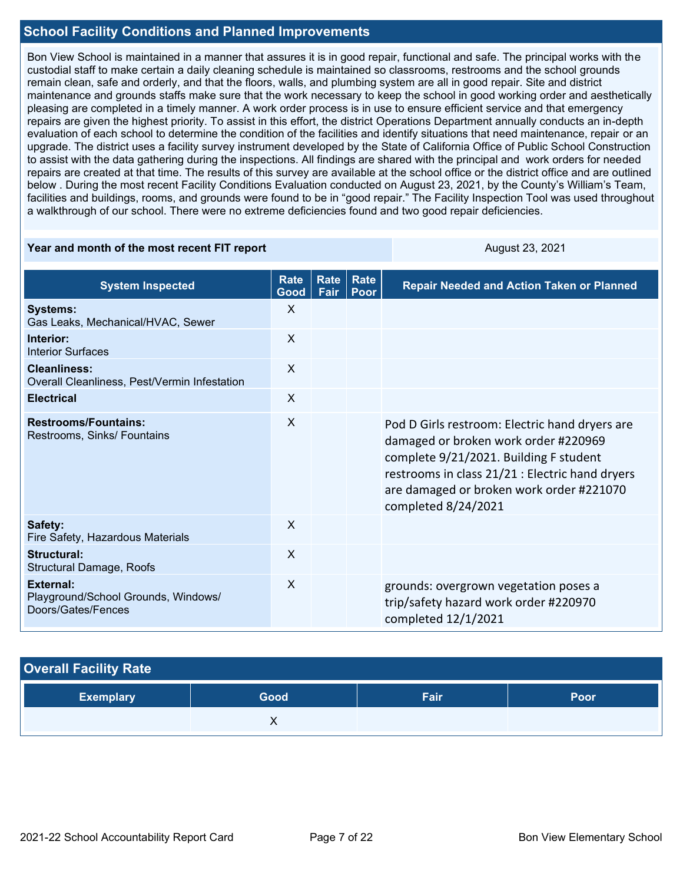## School Facility Conditions and Planned Improvements

Bon View School is maintained in a manner that assures it is in good repair, functional and safe. The principal works with the custodial staff to make certain a daily cleaning schedule is maintained so classrooms, restrooms and the school grounds remain clean, safe and orderly, and that the floors, walls, and plumbing system are all in good repair. Site and district maintenance and grounds staffs make sure that the work necessary to keep the school in good working order and aesthetically pleasing are completed in a timely manner. A work order process is in use to ensure efficient service and that emergency repairs are given the highest priority. To assist in this effort, the district Operations Department annually conducts an in-depth evaluation of each school to determine the condition of the facilities and identify situations that need maintenance, repair or an upgrade. The district uses a facility survey instrument developed by the State of California Office of Public School Construction to assist with the data gathering during the inspections. All findings are shared with the principal and work orders for needed repairs are created at that time. The results of this survey are available at the school office or the district office and are outlined below . During the most recent Facility Conditions Evaluation conducted on August 23, 2021, by the County's William's Team, facilities and buildings, rooms, and grounds were found to be in "good repair." The Facility Inspection Tool was used throughout a walkthrough of our school. There were no extreme deficiencies found and two good repair deficiencies.

| Year and month of the most recent FIT report | August 23, 2021 |
|---|---|

| System Inspected | Rate Good | Rate Fair | Rate Poor | Repair Needed and Action Taken or Planned |
|---|---|---|---|---|
| **Systems:** Gas Leaks, Mechanical/HVAC, Sewer | X | | | |
| **Interior:** Interior Surfaces | X | | | |
| **Cleanliness:** Overall Cleanliness, Pest/Vermin Infestation | X | | | |
| **Electrical** | X | | | |
| **Restrooms/Fountains:** Restrooms, Sinks/ Fountains | X | | | Pod D Girls restroom: Electric hand dryers are damaged or broken work order #220969 complete 9/21/2021. Building F student restrooms in class 21/21 : Electric hand dryers are damaged or broken work order #221070 completed 8/24/2021 |
| **Safety:** Fire Safety, Hazardous Materials | X | | | |
| **Structural:** Structural Damage, Roofs | X | | | |
| **External:** Playground/School Grounds, Windows/ Doors/Gates/Fences | X | | | grounds: overgrown vegetation poses a trip/safety hazard work order #220970 completed 12/1/2021 |

## Overall Facility Rate

| Exemplary | Good | Fair | Poor |
|---|---|---|---|
| | X | | |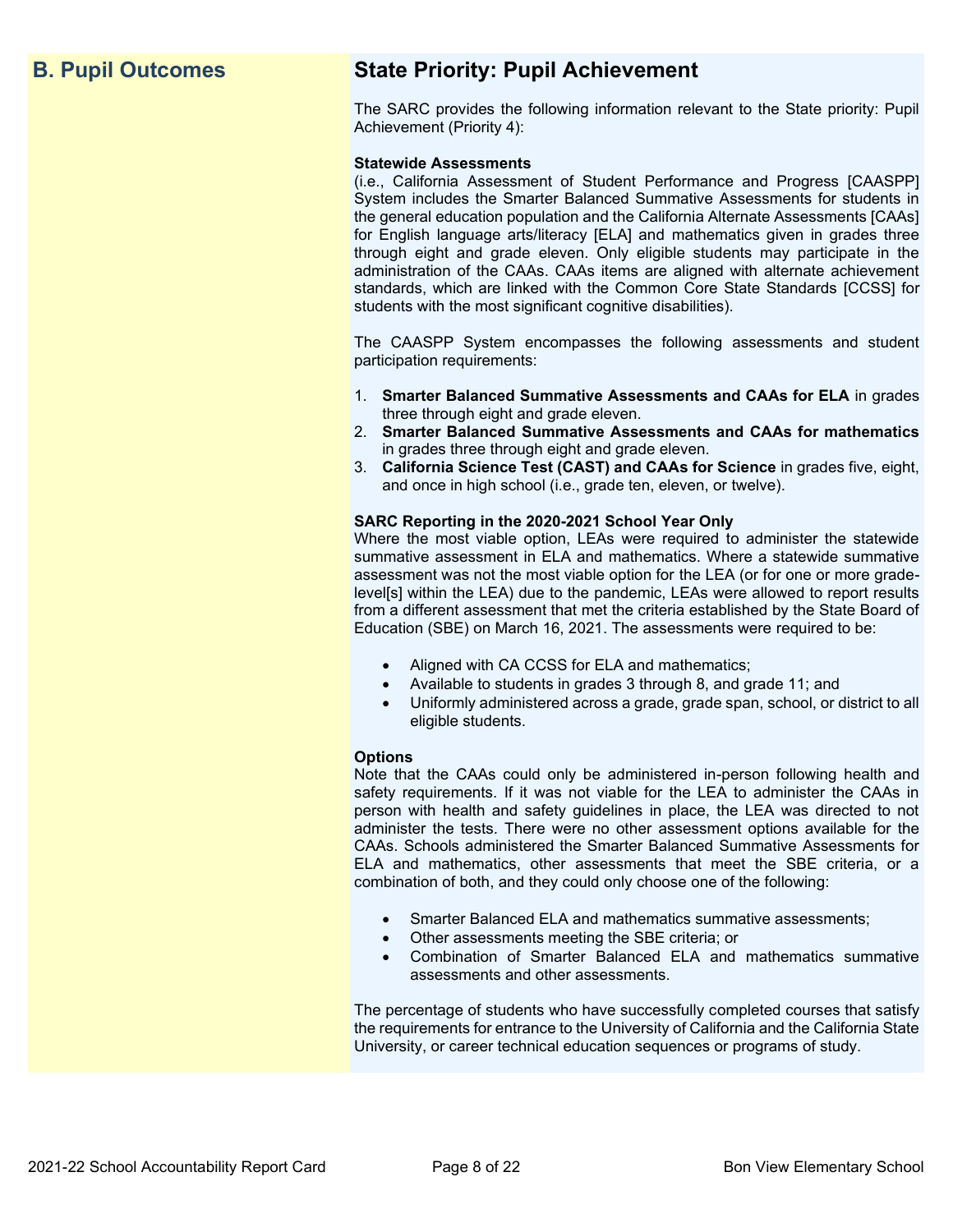## B. Pupil Outcomes

## State Priority: Pupil Achievement

The SARC provides the following information relevant to the State priority: Pupil Achievement (Priority 4):

**Statewide Assessments**
(i.e., California Assessment of Student Performance and Progress [CAASPP] System includes the Smarter Balanced Summative Assessments for students in the general education population and the California Alternate Assessments [CAAs] for English language arts/literacy [ELA] and mathematics given in grades three through eight and grade eleven. Only eligible students may participate in the administration of the CAAs. CAAs items are aligned with alternate achievement standards, which are linked with the Common Core State Standards [CCSS] for students with the most significant cognitive disabilities).

The CAASPP System encompasses the following assessments and student participation requirements:

1. **Smarter Balanced Summative Assessments and CAAs for ELA** in grades three through eight and grade eleven.
2. **Smarter Balanced Summative Assessments and CAAs for mathematics** in grades three through eight and grade eleven.
3. **California Science Test (CAST) and CAAs for Science** in grades five, eight, and once in high school (i.e., grade ten, eleven, or twelve).

**SARC Reporting in the 2020-2021 School Year Only**
Where the most viable option, LEAs were required to administer the statewide summative assessment in ELA and mathematics. Where a statewide summative assessment was not the most viable option for the LEA (or for one or more grade-level[s] within the LEA) due to the pandemic, LEAs were allowed to report results from a different assessment that met the criteria established by the State Board of Education (SBE) on March 16, 2021. The assessments were required to be:

- Aligned with CA CCSS for ELA and mathematics;
- Available to students in grades 3 through 8, and grade 11; and
- Uniformly administered across a grade, grade span, school, or district to all eligible students.

**Options**
Note that the CAAs could only be administered in-person following health and safety requirements. If it was not viable for the LEA to administer the CAAs in person with health and safety guidelines in place, the LEA was directed to not administer the tests. There were no other assessment options available for the CAAs. Schools administered the Smarter Balanced Summative Assessments for ELA and mathematics, other assessments that meet the SBE criteria, or a combination of both, and they could only choose one of the following:

- Smarter Balanced ELA and mathematics summative assessments;
- Other assessments meeting the SBE criteria; or
- Combination of Smarter Balanced ELA and mathematics summative assessments and other assessments.

The percentage of students who have successfully completed courses that satisfy the requirements for entrance to the University of California and the California State University, or career technical education sequences or programs of study.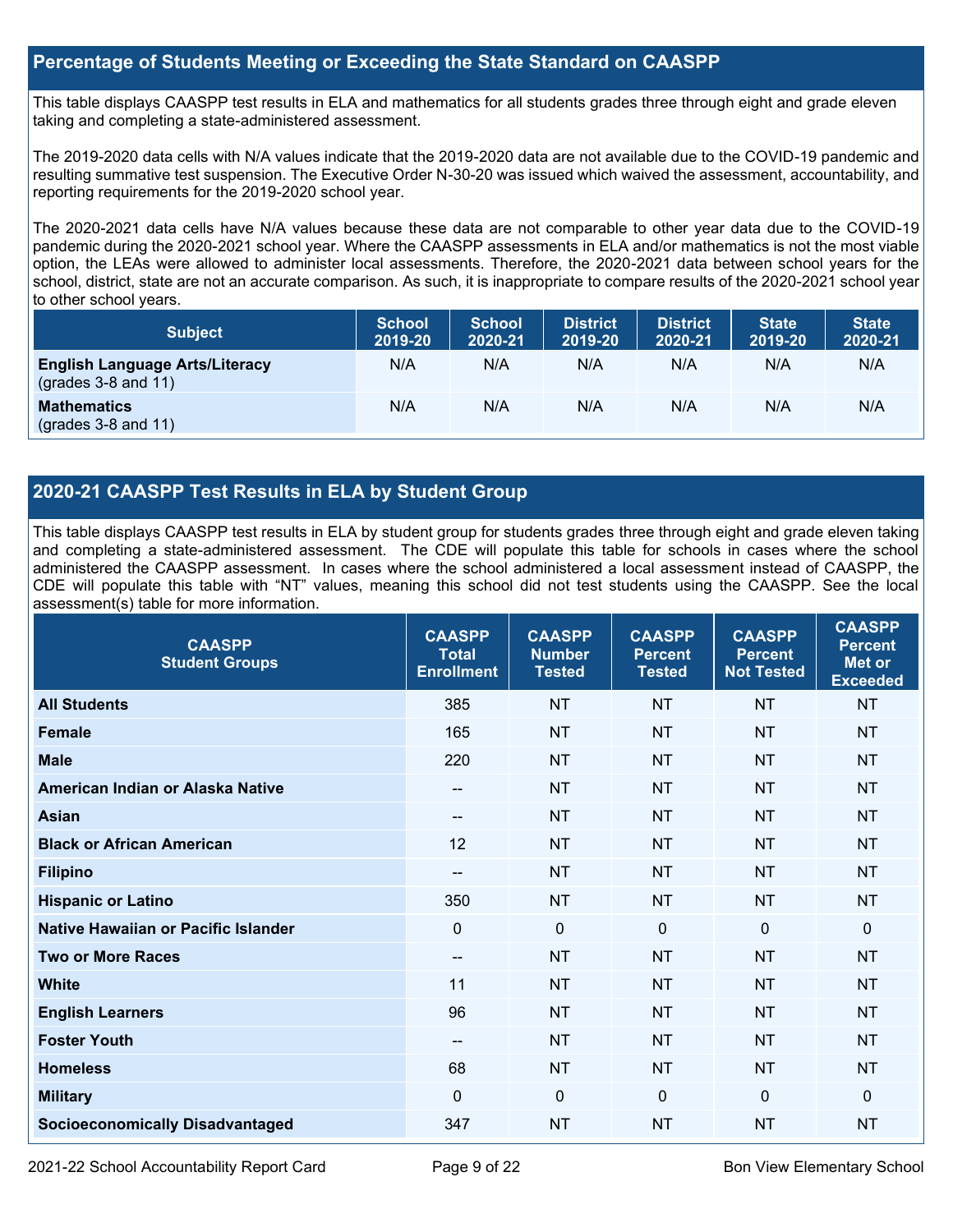## Percentage of Students Meeting or Exceeding the State Standard on CAASPP

This table displays CAASPP test results in ELA and mathematics for all students grades three through eight and grade eleven taking and completing a state-administered assessment.

The 2019-2020 data cells with N/A values indicate that the 2019-2020 data are not available due to the COVID-19 pandemic and resulting summative test suspension. The Executive Order N-30-20 was issued which waived the assessment, accountability, and reporting requirements for the 2019-2020 school year.

The 2020-2021 data cells have N/A values because these data are not comparable to other year data due to the COVID-19 pandemic during the 2020-2021 school year. Where the CAASPP assessments in ELA and/or mathematics is not the most viable option, the LEAs were allowed to administer local assessments. Therefore, the 2020-2021 data between school years for the school, district, state are not an accurate comparison. As such, it is inappropriate to compare results of the 2020-2021 school year to other school years.

| Subject | School 2019-20 | School 2020-21 | District 2019-20 | District 2020-21 | State 2019-20 | State 2020-21 |
|---|---|---|---|---|---|---|
| **English Language Arts/Literacy** (grades 3-8 and 11) | N/A | N/A | N/A | N/A | N/A | N/A |
| **Mathematics** (grades 3-8 and 11) | N/A | N/A | N/A | N/A | N/A | N/A |

## 2020-21 CAASPP Test Results in ELA by Student Group

This table displays CAASPP test results in ELA by student group for students grades three through eight and grade eleven taking and completing a state-administered assessment. The CDE will populate this table for schools in cases where the school administered the CAASPP assessment. In cases where the school administered a local assessment instead of CAASPP, the CDE will populate this table with "NT" values, meaning this school did not test students using the CAASPP. See the local assessment(s) table for more information.

| CAASPP Student Groups | CAASPP Total Enrollment | CAASPP Number Tested | CAASPP Percent Tested | CAASPP Percent Not Tested | CAASPP Percent Met or Exceeded |
|---|---|---|---|---|---|
| **All Students** | 385 | NT | NT | NT | NT |
| **Female** | 165 | NT | NT | NT | NT |
| **Male** | 220 | NT | NT | NT | NT |
| **American Indian or Alaska Native** | -- | NT | NT | NT | NT |
| **Asian** | -- | NT | NT | NT | NT |
| **Black or African American** | 12 | NT | NT | NT | NT |
| **Filipino** | -- | NT | NT | NT | NT |
| **Hispanic or Latino** | 350 | NT | NT | NT | NT |
| **Native Hawaiian or Pacific Islander** | 0 | 0 | 0 | 0 | 0 |
| **Two or More Races** | -- | NT | NT | NT | NT |
| **White** | 11 | NT | NT | NT | NT |
| **English Learners** | 96 | NT | NT | NT | NT |
| **Foster Youth** | -- | NT | NT | NT | NT |
| **Homeless** | 68 | NT | NT | NT | NT |
| **Military** | 0 | 0 | 0 | 0 | 0 |
| **Socioeconomically Disadvantaged** | 347 | NT | NT | NT | NT |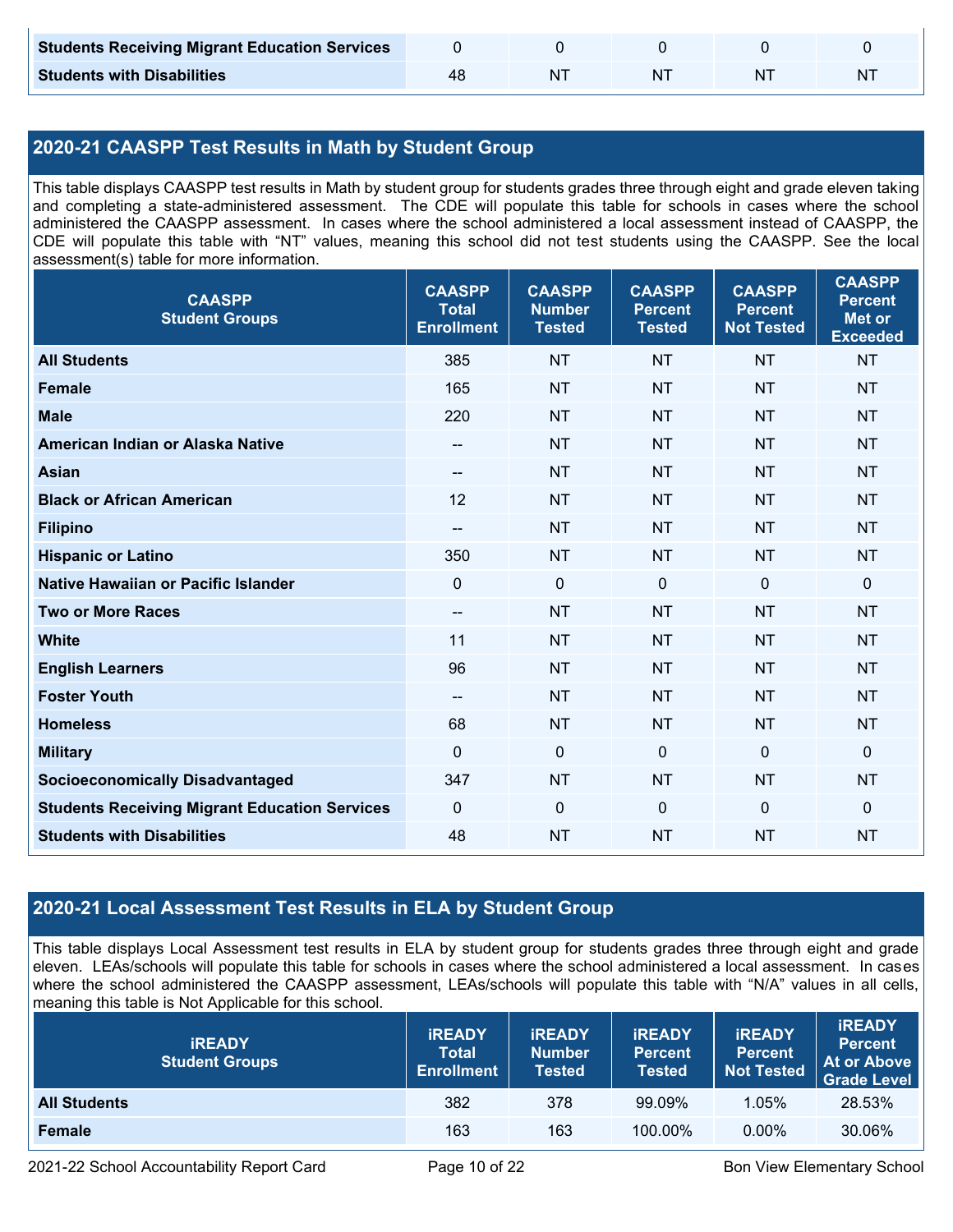| | | | | | |
|---|---|---|---|---|---|
| **Students Receiving Migrant Education Services** | 0 | 0 | 0 | 0 | 0 |
| **Students with Disabilities** | 48 | NT | NT | NT | NT |

## 2020-21 CAASPP Test Results in Math by Student Group

This table displays CAASPP test results in Math by student group for students grades three through eight and grade eleven taking and completing a state-administered assessment. The CDE will populate this table for schools in cases where the school administered the CAASPP assessment. In cases where the school administered a local assessment instead of CAASPP, the CDE will populate this table with "NT" values, meaning this school did not test students using the CAASPP. See the local assessment(s) table for more information.

| CAASPP Student Groups | CAASPP Total Enrollment | CAASPP Number Tested | CAASPP Percent Tested | CAASPP Percent Not Tested | CAASPP Percent Met or Exceeded |
|---|---|---|---|---|---|
| **All Students** | 385 | NT | NT | NT | NT |
| **Female** | 165 | NT | NT | NT | NT |
| **Male** | 220 | NT | NT | NT | NT |
| **American Indian or Alaska Native** | -- | NT | NT | NT | NT |
| **Asian** | -- | NT | NT | NT | NT |
| **Black or African American** | 12 | NT | NT | NT | NT |
| **Filipino** | -- | NT | NT | NT | NT |
| **Hispanic or Latino** | 350 | NT | NT | NT | NT |
| **Native Hawaiian or Pacific Islander** | 0 | 0 | 0 | 0 | 0 |
| **Two or More Races** | -- | NT | NT | NT | NT |
| **White** | 11 | NT | NT | NT | NT |
| **English Learners** | 96 | NT | NT | NT | NT |
| **Foster Youth** | -- | NT | NT | NT | NT |
| **Homeless** | 68 | NT | NT | NT | NT |
| **Military** | 0 | 0 | 0 | 0 | 0 |
| **Socioeconomically Disadvantaged** | 347 | NT | NT | NT | NT |
| **Students Receiving Migrant Education Services** | 0 | 0 | 0 | 0 | 0 |
| **Students with Disabilities** | 48 | NT | NT | NT | NT |

## 2020-21 Local Assessment Test Results in ELA by Student Group

This table displays Local Assessment test results in ELA by student group for students grades three through eight and grade eleven. LEAs/schools will populate this table for schools in cases where the school administered a local assessment. In cases where the school administered the CAASPP assessment, LEAs/schools will populate this table with "N/A" values in all cells, meaning this table is Not Applicable for this school.

| iREADY Student Groups | iREADY Total Enrollment | iREADY Number Tested | iREADY Percent Tested | iREADY Percent Not Tested | iREADY Percent At or Above Grade Level |
|---|---|---|---|---|---|
| **All Students** | 382 | 378 | 99.09% | 1.05% | 28.53% |
| **Female** | 163 | 163 | 100.00% | 0.00% | 30.06% |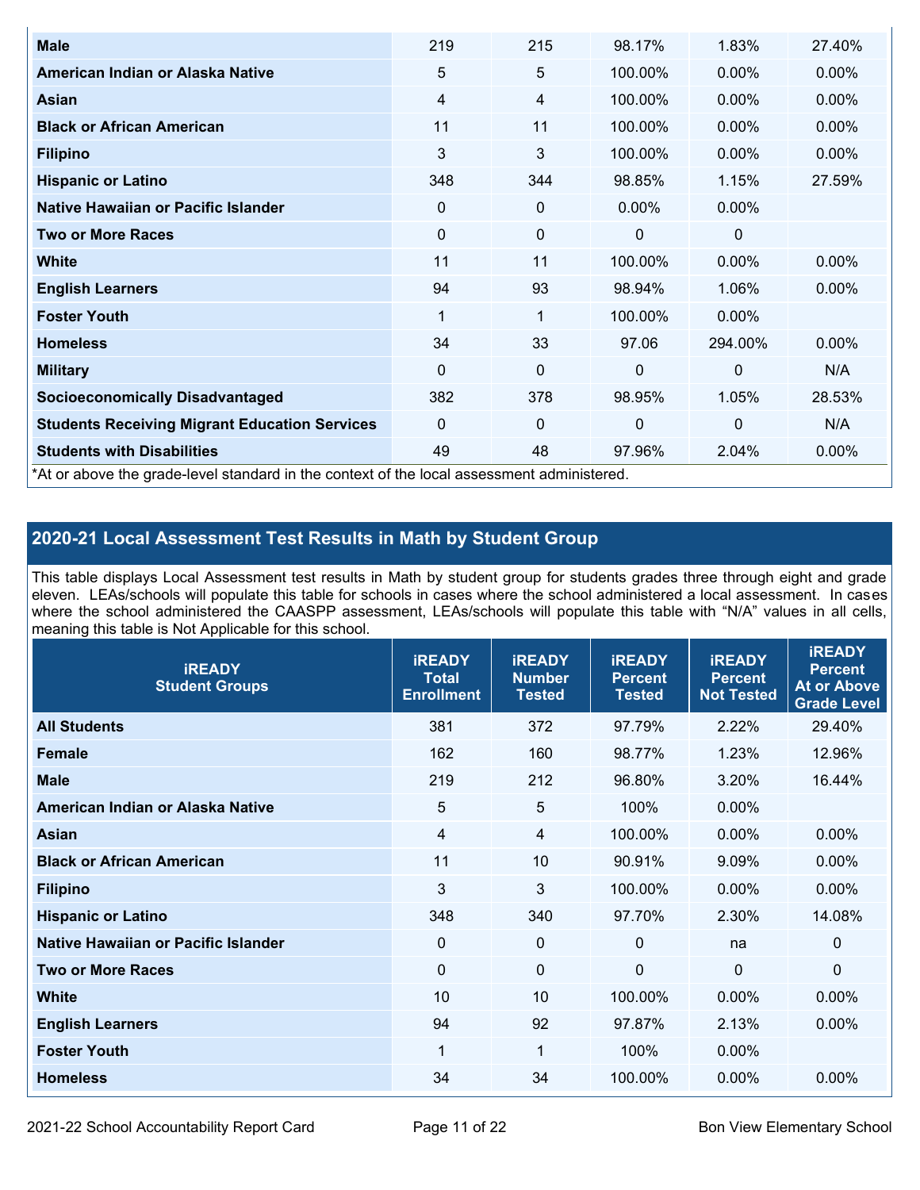| | | | | | |
|---|---|---|---|---|---|
| **Male** | 219 | 215 | 98.17% | 1.83% | 27.40% |
| **American Indian or Alaska Native** | 5 | 5 | 100.00% | 0.00% | 0.00% |
| **Asian** | 4 | 4 | 100.00% | 0.00% | 0.00% |
| **Black or African American** | 11 | 11 | 100.00% | 0.00% | 0.00% |
| **Filipino** | 3 | 3 | 100.00% | 0.00% | 0.00% |
| **Hispanic or Latino** | 348 | 344 | 98.85% | 1.15% | 27.59% |
| **Native Hawaiian or Pacific Islander** | 0 | 0 | 0.00% | 0.00% | |
| **Two or More Races** | 0 | 0 | 0 | 0 | |
| **White** | 11 | 11 | 100.00% | 0.00% | 0.00% |
| **English Learners** | 94 | 93 | 98.94% | 1.06% | 0.00% |
| **Foster Youth** | 1 | 1 | 100.00% | 0.00% | |
| **Homeless** | 34 | 33 | 97.06 | 294.00% | 0.00% |
| **Military** | 0 | 0 | 0 | 0 | N/A |
| **Socioeconomically Disadvantaged** | 382 | 378 | 98.95% | 1.05% | 28.53% |
| **Students Receiving Migrant Education Services** | 0 | 0 | 0 | 0 | N/A |
| **Students with Disabilities** | 49 | 48 | 97.96% | 2.04% | 0.00% |

*At or above the grade-level standard in the context of the local assessment administered.

## 2020-21 Local Assessment Test Results in Math by Student Group

This table displays Local Assessment test results in Math by student group for students grades three through eight and grade eleven. LEAs/schools will populate this table for schools in cases where the school administered a local assessment. In cases where the school administered the CAASPP assessment, LEAs/schools will populate this table with "N/A" values in all cells, meaning this table is Not Applicable for this school.

| iREADY Student Groups | iREADY Total Enrollment | iREADY Number Tested | iREADY Percent Tested | iREADY Percent Not Tested | iREADY Percent At or Above Grade Level |
|---|---|---|---|---|---|
| **All Students** | 381 | 372 | 97.79% | 2.22% | 29.40% |
| **Female** | 162 | 160 | 98.77% | 1.23% | 12.96% |
| **Male** | 219 | 212 | 96.80% | 3.20% | 16.44% |
| **American Indian or Alaska Native** | 5 | 5 | 100% | 0.00% | |
| **Asian** | 4 | 4 | 100.00% | 0.00% | 0.00% |
| **Black or African American** | 11 | 10 | 90.91% | 9.09% | 0.00% |
| **Filipino** | 3 | 3 | 100.00% | 0.00% | 0.00% |
| **Hispanic or Latino** | 348 | 340 | 97.70% | 2.30% | 14.08% |
| **Native Hawaiian or Pacific Islander** | 0 | 0 | 0 | na | 0 |
| **Two or More Races** | 0 | 0 | 0 | 0 | 0 |
| **White** | 10 | 10 | 100.00% | 0.00% | 0.00% |
| **English Learners** | 94 | 92 | 97.87% | 2.13% | 0.00% |
| **Foster Youth** | 1 | 1 | 100% | 0.00% | |
| **Homeless** | 34 | 34 | 100.00% | 0.00% | 0.00% |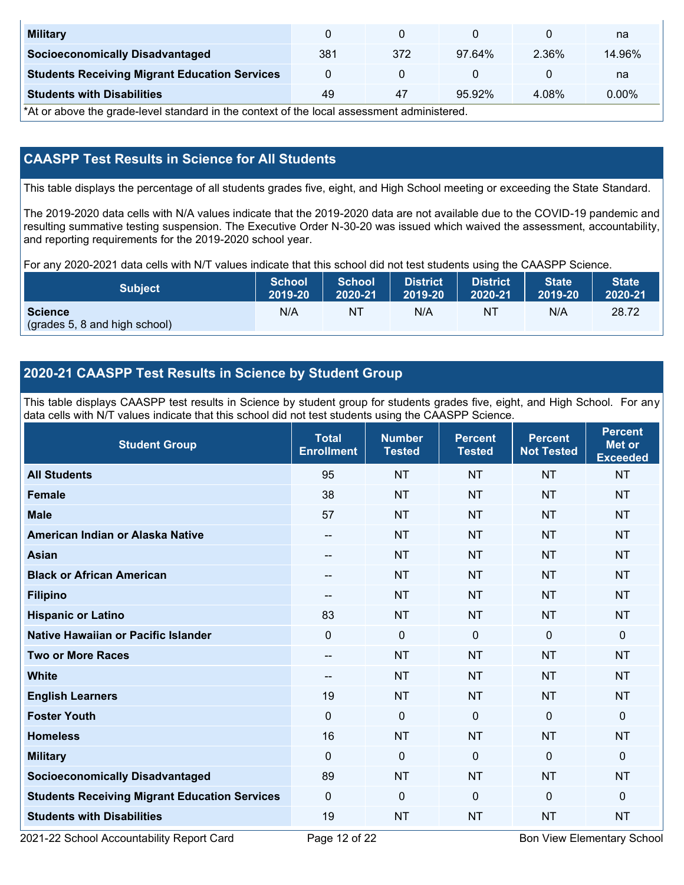| Military | 0 | 0 | 0 | 0 | na |
|---|---|---|---|---|---|
| Socioeconomically Disadvantaged | 381 | 372 | 97.64% | 2.36% | 14.96% |
| Students Receiving Migrant Education Services | 0 | 0 | 0 | 0 | na |
| Students with Disabilities | 49 | 47 | 95.92% | 4.08% | 0.00% |

*At or above the grade-level standard in the context of the local assessment administered.

## CAASPP Test Results in Science for All Students

This table displays the percentage of all students grades five, eight, and High School meeting or exceeding the State Standard.

The 2019-2020 data cells with N/A values indicate that the 2019-2020 data are not available due to the COVID-19 pandemic and resulting summative testing suspension. The Executive Order N-30-20 was issued which waived the assessment, accountability, and reporting requirements for the 2019-2020 school year.

For any 2020-2021 data cells with N/T values indicate that this school did not test students using the CAASPP Science.

| Subject | School 2019-20 | School 2020-21 | District 2019-20 | District 2020-21 | State 2019-20 | State 2020-21 |
|---|---|---|---|---|---|---|
| **Science** (grades 5, 8 and high school) | N/A | NT | N/A | NT | N/A | 28.72 |

## 2020-21 CAASPP Test Results in Science by Student Group

This table displays CAASPP test results in Science by student group for students grades five, eight, and High School. For any data cells with N/T values indicate that this school did not test students using the CAASPP Science.

| Student Group | Total Enrollment | Number Tested | Percent Tested | Percent Not Tested | Percent Met or Exceeded |
|---|---|---|---|---|---|
| All Students | 95 | NT | NT | NT | NT |
| Female | 38 | NT | NT | NT | NT |
| Male | 57 | NT | NT | NT | NT |
| American Indian or Alaska Native | -- | NT | NT | NT | NT |
| Asian | -- | NT | NT | NT | NT |
| Black or African American | -- | NT | NT | NT | NT |
| Filipino | -- | NT | NT | NT | NT |
| Hispanic or Latino | 83 | NT | NT | NT | NT |
| Native Hawaiian or Pacific Islander | 0 | 0 | 0 | 0 | 0 |
| Two or More Races | -- | NT | NT | NT | NT |
| White | -- | NT | NT | NT | NT |
| English Learners | 19 | NT | NT | NT | NT |
| Foster Youth | 0 | 0 | 0 | 0 | 0 |
| Homeless | 16 | NT | NT | NT | NT |
| Military | 0 | 0 | 0 | 0 | 0 |
| Socioeconomically Disadvantaged | 89 | NT | NT | NT | NT |
| Students Receiving Migrant Education Services | 0 | 0 | 0 | 0 | 0 |
| Students with Disabilities | 19 | NT | NT | NT | NT |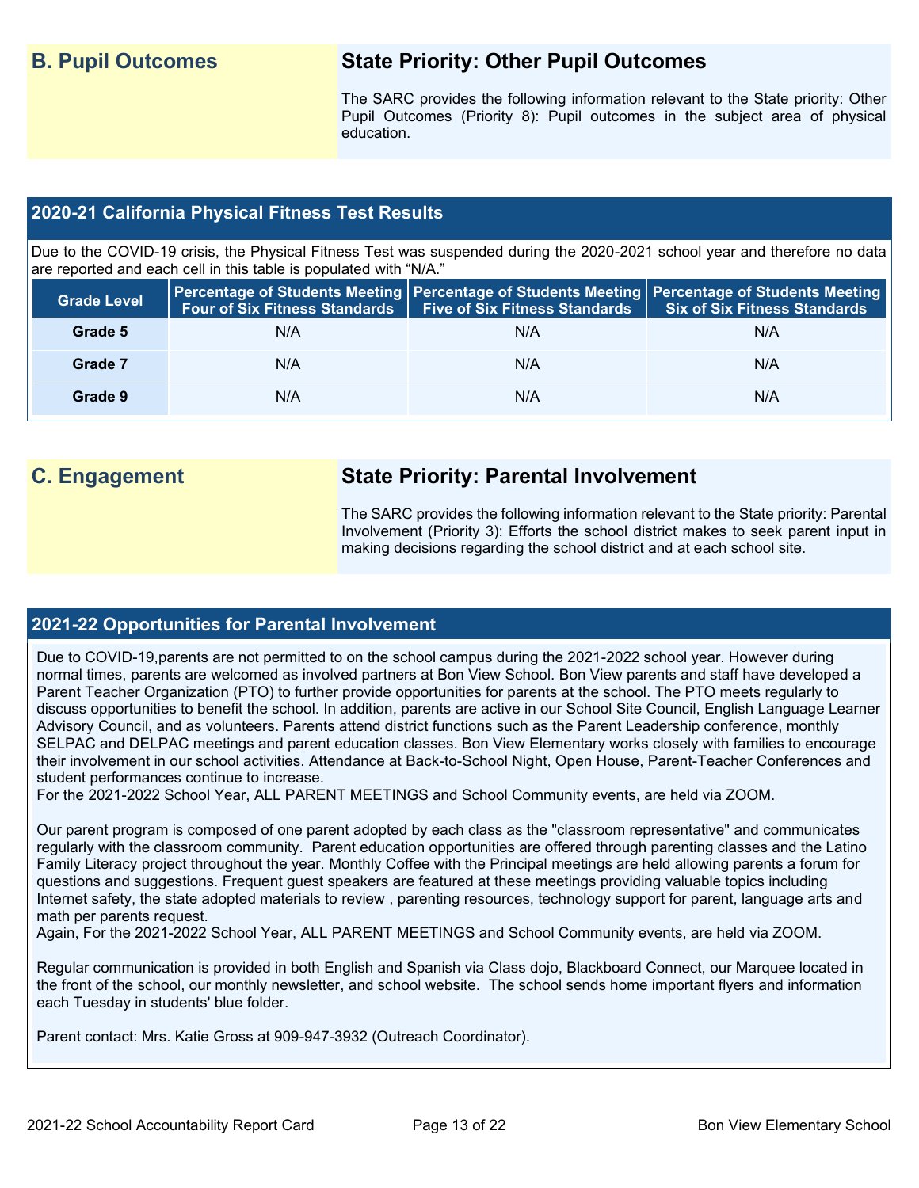## B. Pupil Outcomes

### State Priority: Other Pupil Outcomes

The SARC provides the following information relevant to the State priority: Other Pupil Outcomes (Priority 8): Pupil outcomes in the subject area of physical education.

### 2020-21 California Physical Fitness Test Results

Due to the COVID-19 crisis, the Physical Fitness Test was suspended during the 2020-2021 school year and therefore no data are reported and each cell in this table is populated with "N/A."

| Grade Level | Percentage of Students Meeting Four of Six Fitness Standards | Percentage of Students Meeting Five of Six Fitness Standards | Percentage of Students Meeting Six of Six Fitness Standards |
|---|---|---|---|
| Grade 5 | N/A | N/A | N/A |
| Grade 7 | N/A | N/A | N/A |
| Grade 9 | N/A | N/A | N/A |

## C. Engagement

### State Priority: Parental Involvement

The SARC provides the following information relevant to the State priority: Parental Involvement (Priority 3): Efforts the school district makes to seek parent input in making decisions regarding the school district and at each school site.

### 2021-22 Opportunities for Parental Involvement

Due to COVID-19,parents are not permitted to on the school campus during the 2021-2022 school year. However during normal times, parents are welcomed as involved partners at Bon View School. Bon View parents and staff have developed a Parent Teacher Organization (PTO) to further provide opportunities for parents at the school. The PTO meets regularly to discuss opportunities to benefit the school. In addition, parents are active in our School Site Council, English Language Learner Advisory Council, and as volunteers. Parents attend district functions such as the Parent Leadership conference, monthly SELPAC and DELPAC meetings and parent education classes. Bon View Elementary works closely with families to encourage their involvement in our school activities. Attendance at Back-to-School Night, Open House, Parent-Teacher Conferences and student performances continue to increase.
For the 2021-2022 School Year, ALL PARENT MEETINGS and School Community events, are held via ZOOM.

Our parent program is composed of one parent adopted by each class as the "classroom representative" and communicates regularly with the classroom community. Parent education opportunities are offered through parenting classes and the Latino Family Literacy project throughout the year. Monthly Coffee with the Principal meetings are held allowing parents a forum for questions and suggestions. Frequent guest speakers are featured at these meetings providing valuable topics including Internet safety, the state adopted materials to review , parenting resources, technology support for parent, language arts and math per parents request.
Again, For the 2021-2022 School Year, ALL PARENT MEETINGS and School Community events, are held via ZOOM.

Regular communication is provided in both English and Spanish via Class dojo, Blackboard Connect, our Marquee located in the front of the school, our monthly newsletter, and school website. The school sends home important flyers and information each Tuesday in students' blue folder.

Parent contact: Mrs. Katie Gross at 909-947-3932 (Outreach Coordinator).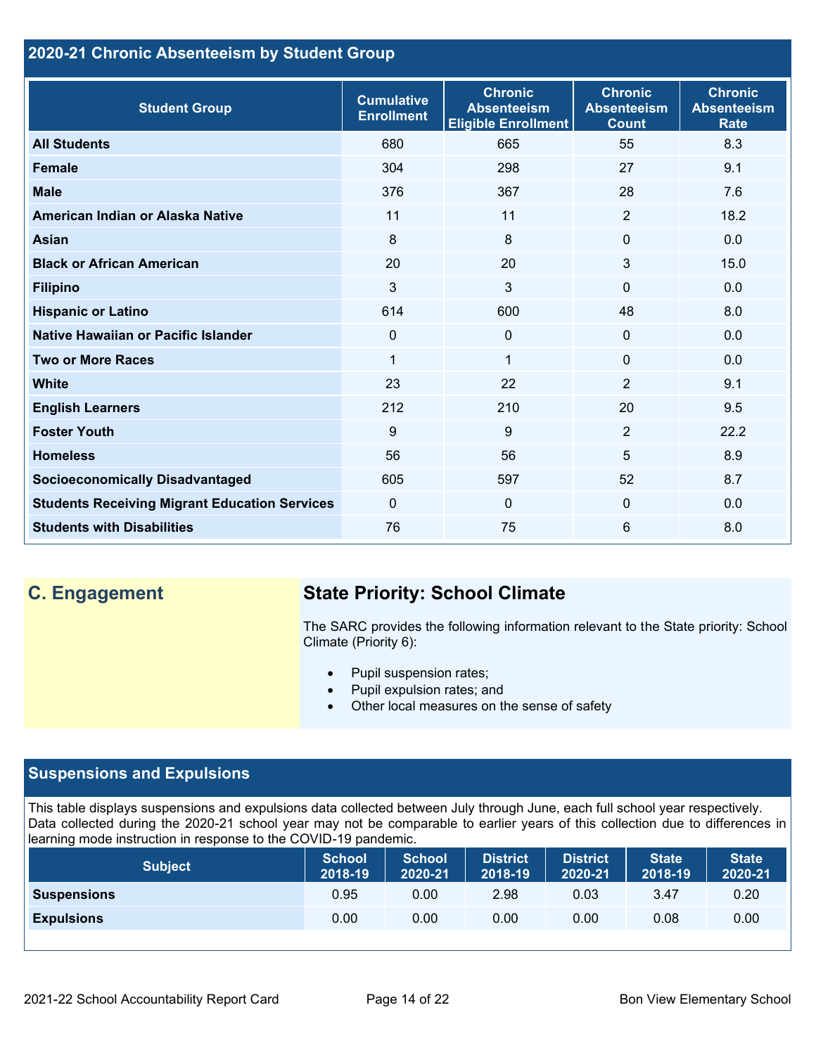## 2020-21 Chronic Absenteeism by Student Group

| Student Group | Cumulative Enrollment | Chronic Absenteeism Eligible Enrollment | Chronic Absenteeism Count | Chronic Absenteeism Rate |
|---|---|---|---|---|
| **All Students** | 680 | 665 | 55 | 8.3 |
| **Female** | 304 | 298 | 27 | 9.1 |
| **Male** | 376 | 367 | 28 | 7.6 |
| **American Indian or Alaska Native** | 11 | 11 | 2 | 18.2 |
| **Asian** | 8 | 8 | 0 | 0.0 |
| **Black or African American** | 20 | 20 | 3 | 15.0 |
| **Filipino** | 3 | 3 | 0 | 0.0 |
| **Hispanic or Latino** | 614 | 600 | 48 | 8.0 |
| **Native Hawaiian or Pacific Islander** | 0 | 0 | 0 | 0.0 |
| **Two or More Races** | 1 | 1 | 0 | 0.0 |
| **White** | 23 | 22 | 2 | 9.1 |
| **English Learners** | 212 | 210 | 20 | 9.5 |
| **Foster Youth** | 9 | 9 | 2 | 22.2 |
| **Homeless** | 56 | 56 | 5 | 8.9 |
| **Socioeconomically Disadvantaged** | 605 | 597 | 52 | 8.7 |
| **Students Receiving Migrant Education Services** | 0 | 0 | 0 | 0.0 |
| **Students with Disabilities** | 76 | 75 | 6 | 8.0 |

## C. Engagement

### State Priority: School Climate

The SARC provides the following information relevant to the State priority: School Climate (Priority 6):

- Pupil suspension rates;
- Pupil expulsion rates; and
- Other local measures on the sense of safety

## Suspensions and Expulsions

This table displays suspensions and expulsions data collected between July through June, each full school year respectively. Data collected during the 2020-21 school year may not be comparable to earlier years of this collection due to differences in learning mode instruction in response to the COVID-19 pandemic.

| Subject | School 2018-19 | School 2020-21 | District 2018-19 | District 2020-21 | State 2018-19 | State 2020-21 |
|---|---|---|---|---|---|---|
| **Suspensions** | 0.95 | 0.00 | 2.98 | 0.03 | 3.47 | 0.20 |
| **Expulsions** | 0.00 | 0.00 | 0.00 | 0.00 | 0.08 | 0.00 |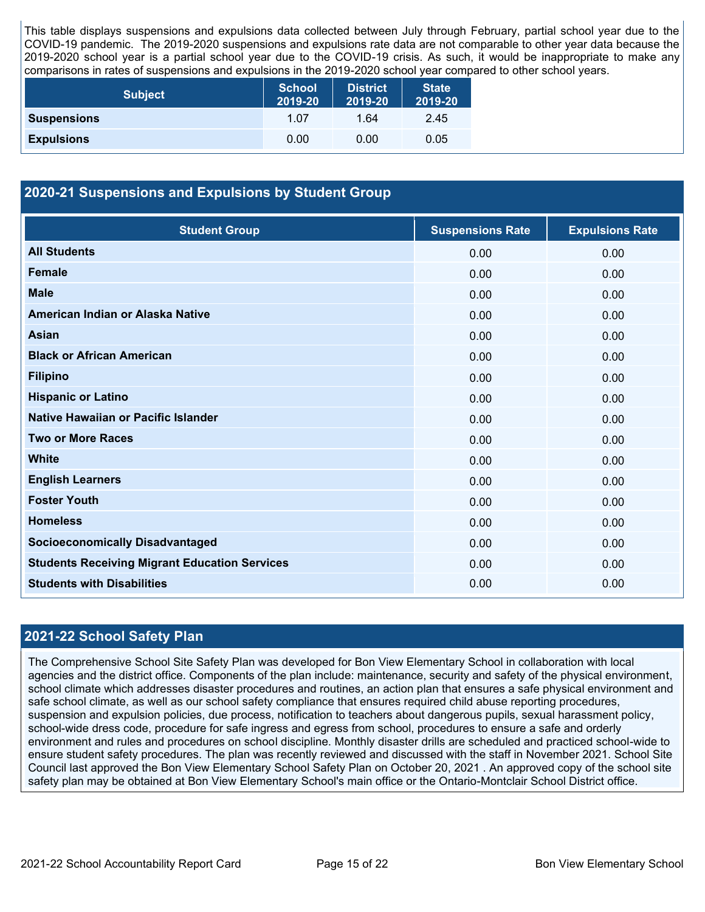This table displays suspensions and expulsions data collected between July through February, partial school year due to the COVID-19 pandemic. The 2019-2020 suspensions and expulsions rate data are not comparable to other year data because the 2019-2020 school year is a partial school year due to the COVID-19 crisis. As such, it would be inappropriate to make any comparisons in rates of suspensions and expulsions in the 2019-2020 school year compared to other school years.

| Subject | School 2019-20 | District 2019-20 | State 2019-20 |
|---|---|---|---|
| **Suspensions** | 1.07 | 1.64 | 2.45 |
| **Expulsions** | 0.00 | 0.00 | 0.05 |

## 2020-21 Suspensions and Expulsions by Student Group

| Student Group | Suspensions Rate | Expulsions Rate |
|---|---|---|
| **All Students** | 0.00 | 0.00 |
| **Female** | 0.00 | 0.00 |
| **Male** | 0.00 | 0.00 |
| **American Indian or Alaska Native** | 0.00 | 0.00 |
| **Asian** | 0.00 | 0.00 |
| **Black or African American** | 0.00 | 0.00 |
| **Filipino** | 0.00 | 0.00 |
| **Hispanic or Latino** | 0.00 | 0.00 |
| **Native Hawaiian or Pacific Islander** | 0.00 | 0.00 |
| **Two or More Races** | 0.00 | 0.00 |
| **White** | 0.00 | 0.00 |
| **English Learners** | 0.00 | 0.00 |
| **Foster Youth** | 0.00 | 0.00 |
| **Homeless** | 0.00 | 0.00 |
| **Socioeconomically Disadvantaged** | 0.00 | 0.00 |
| **Students Receiving Migrant Education Services** | 0.00 | 0.00 |
| **Students with Disabilities** | 0.00 | 0.00 |

## 2021-22 School Safety Plan

The Comprehensive School Site Safety Plan was developed for Bon View Elementary School in collaboration with local agencies and the district office. Components of the plan include: maintenance, security and safety of the physical environment, school climate which addresses disaster procedures and routines, an action plan that ensures a safe physical environment and safe school climate, as well as our school safety compliance that ensures required child abuse reporting procedures, suspension and expulsion policies, due process, notification to teachers about dangerous pupils, sexual harassment policy, school-wide dress code, procedure for safe ingress and egress from school, procedures to ensure a safe and orderly environment and rules and procedures on school discipline. Monthly disaster drills are scheduled and practiced school-wide to ensure student safety procedures. The plan was recently reviewed and discussed with the staff in November 2021. School Site Council last approved the Bon View Elementary School Safety Plan on October 20, 2021 . An approved copy of the school site safety plan may be obtained at Bon View Elementary School's main office or the Ontario-Montclair School District office.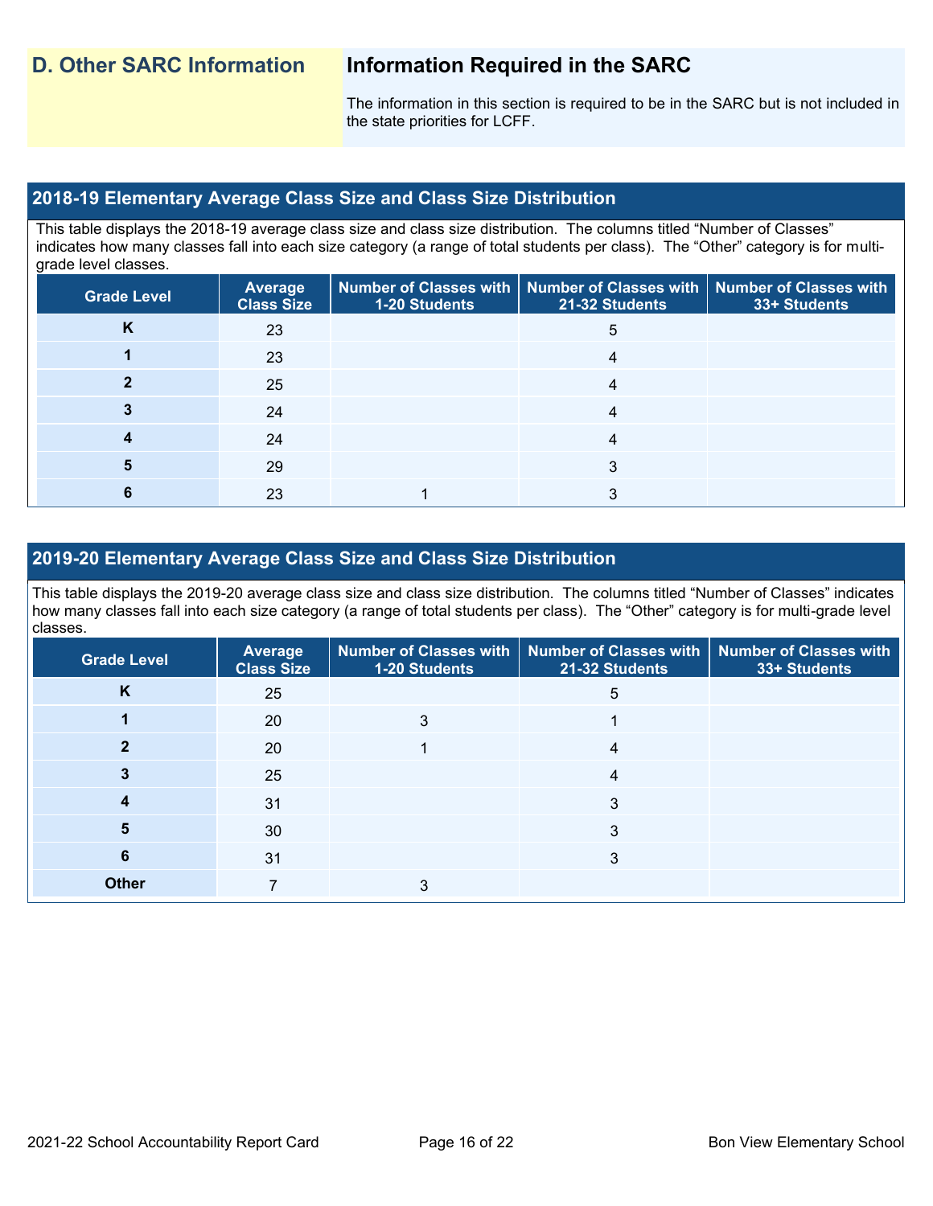## D. Other SARC Information

### Information Required in the SARC

The information in this section is required to be in the SARC but is not included in the state priorities for LCFF.

### 2018-19 Elementary Average Class Size and Class Size Distribution

This table displays the 2018-19 average class size and class size distribution. The columns titled "Number of Classes" indicates how many classes fall into each size category (a range of total students per class). The "Other" category is for multi-grade level classes.

| Grade Level | Average Class Size | Number of Classes with 1-20 Students | Number of Classes with 21-32 Students | Number of Classes with 33+ Students |
|---|---|---|---|---|
| K | 23 | | 5 | |
| 1 | 23 | | 4 | |
| 2 | 25 | | 4 | |
| 3 | 24 | | 4 | |
| 4 | 24 | | 4 | |
| 5 | 29 | | 3 | |
| 6 | 23 | 1 | 3 | |

### 2019-20 Elementary Average Class Size and Class Size Distribution

This table displays the 2019-20 average class size and class size distribution. The columns titled "Number of Classes" indicates how many classes fall into each size category (a range of total students per class). The "Other" category is for multi-grade level classes.

| Grade Level | Average Class Size | Number of Classes with 1-20 Students | Number of Classes with 21-32 Students | Number of Classes with 33+ Students |
|---|---|---|---|---|
| K | 25 | | 5 | |
| 1 | 20 | 3 | 1 | |
| 2 | 20 | 1 | 4 | |
| 3 | 25 | | 4 | |
| 4 | 31 | | 3 | |
| 5 | 30 | | 3 | |
| 6 | 31 | | 3 | |
| Other | 7 | 3 | | |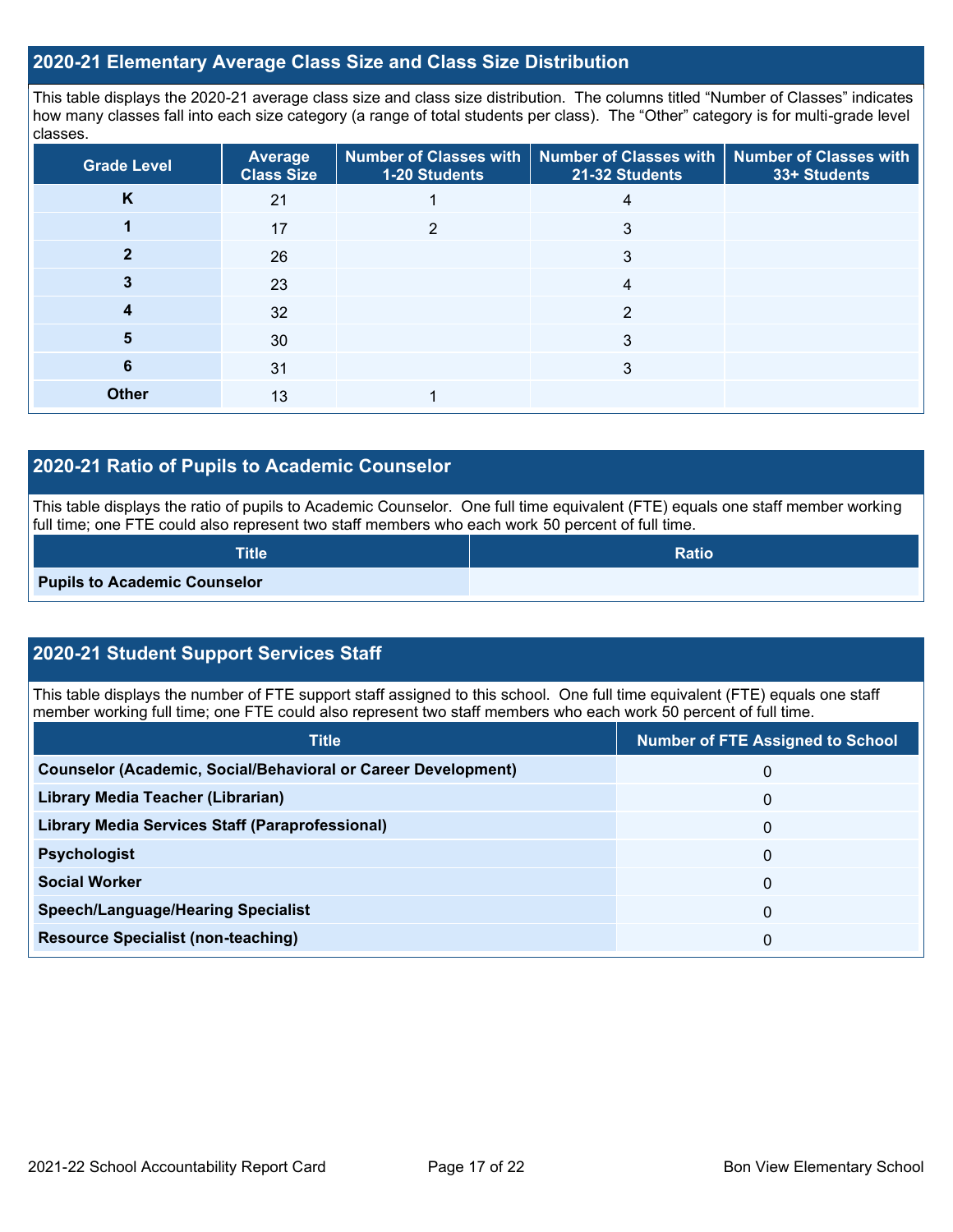## 2020-21 Elementary Average Class Size and Class Size Distribution

This table displays the 2020-21 average class size and class size distribution. The columns titled "Number of Classes" indicates how many classes fall into each size category (a range of total students per class). The "Other" category is for multi-grade level classes.

| Grade Level | Average Class Size | Number of Classes with 1-20 Students | Number of Classes with 21-32 Students | Number of Classes with 33+ Students |
|---|---|---|---|---|
| **K** | 21 | 1 | 4 | |
| **1** | 17 | 2 | 3 | |
| **2** | 26 | | 3 | |
| **3** | 23 | | 4 | |
| **4** | 32 | | 2 | |
| **5** | 30 | | 3 | |
| **6** | 31 | | 3 | |
| **Other** | 13 | 1 | | |

## 2020-21 Ratio of Pupils to Academic Counselor

This table displays the ratio of pupils to Academic Counselor. One full time equivalent (FTE) equals one staff member working full time; one FTE could also represent two staff members who each work 50 percent of full time.

| Title | Ratio |
|---|---|
| **Pupils to Academic Counselor** | |

## 2020-21 Student Support Services Staff

This table displays the number of FTE support staff assigned to this school. One full time equivalent (FTE) equals one staff member working full time; one FTE could also represent two staff members who each work 50 percent of full time.

| Title | Number of FTE Assigned to School |
|---|---|
| **Counselor (Academic, Social/Behavioral or Career Development)** | 0 |
| **Library Media Teacher (Librarian)** | 0 |
| **Library Media Services Staff (Paraprofessional)** | 0 |
| **Psychologist** | 0 |
| **Social Worker** | 0 |
| **Speech/Language/Hearing Specialist** | 0 |
| **Resource Specialist (non-teaching)** | 0 |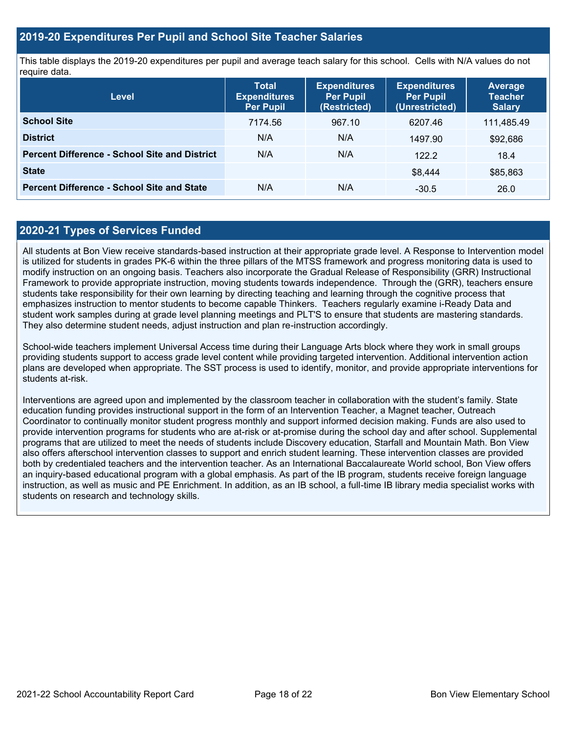## 2019-20 Expenditures Per Pupil and School Site Teacher Salaries

This table displays the 2019-20 expenditures per pupil and average teach salary for this school. Cells with N/A values do not require data.

| Level | Total Expenditures Per Pupil | Expenditures Per Pupil (Restricted) | Expenditures Per Pupil (Unrestricted) | Average Teacher Salary |
|---|---|---|---|---|
| **School Site** | 7174.56 | 967.10 | 6207.46 | 111,485.49 |
| **District** | N/A | N/A | 1497.90 | $92,686 |
| **Percent Difference - School Site and District** | N/A | N/A | 122.2 | 18.4 |
| **State** | | | $8,444 | $85,863 |
| **Percent Difference - School Site and State** | N/A | N/A | -30.5 | 26.0 |

## 2020-21 Types of Services Funded

All students at Bon View receive standards-based instruction at their appropriate grade level. A Response to Intervention model is utilized for students in grades PK-6 within the three pillars of the MTSS framework and progress monitoring data is used to modify instruction on an ongoing basis. Teachers also incorporate the Gradual Release of Responsibility (GRR) Instructional Framework to provide appropriate instruction, moving students towards independence. Through the (GRR), teachers ensure students take responsibility for their own learning by directing teaching and learning through the cognitive process that emphasizes instruction to mentor students to become capable Thinkers. Teachers regularly examine i-Ready Data and student work samples during at grade level planning meetings and PLT'S to ensure that students are mastering standards. They also determine student needs, adjust instruction and plan re-instruction accordingly.

School-wide teachers implement Universal Access time during their Language Arts block where they work in small groups providing students support to access grade level content while providing targeted intervention. Additional intervention action plans are developed when appropriate. The SST process is used to identify, monitor, and provide appropriate interventions for students at-risk.

Interventions are agreed upon and implemented by the classroom teacher in collaboration with the student's family. State education funding provides instructional support in the form of an Intervention Teacher, a Magnet teacher, Outreach Coordinator to continually monitor student progress monthly and support informed decision making. Funds are also used to provide intervention programs for students who are at-risk or at-promise during the school day and after school. Supplemental programs that are utilized to meet the needs of students include Discovery education, Starfall and Mountain Math. Bon View also offers afterschool intervention classes to support and enrich student learning. These intervention classes are provided both by credentialed teachers and the intervention teacher. As an International Baccalaureate World school, Bon View offers an inquiry-based educational program with a global emphasis. As part of the IB program, students receive foreign language instruction, as well as music and PE Enrichment. In addition, as an IB school, a full-time IB library media specialist works with students on research and technology skills.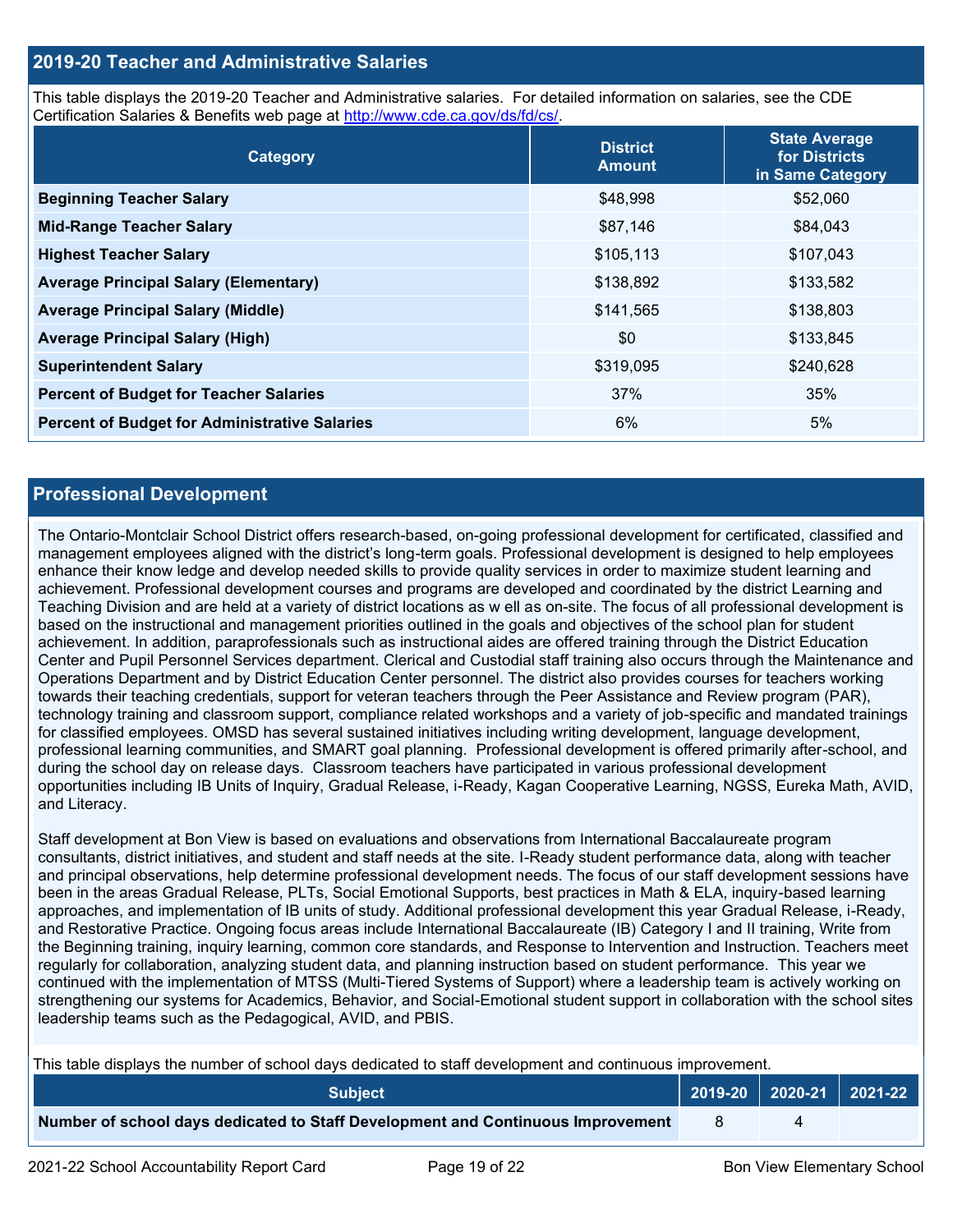## 2019-20 Teacher and Administrative Salaries

This table displays the 2019-20 Teacher and Administrative salaries. For detailed information on salaries, see the CDE Certification Salaries & Benefits web page at http://www.cde.ca.gov/ds/fd/cs/.

| Category | District Amount | State Average for Districts in Same Category |
|---|---|---|
| **Beginning Teacher Salary** | $48,998 | $52,060 |
| **Mid-Range Teacher Salary** | $87,146 | $84,043 |
| **Highest Teacher Salary** | $105,113 | $107,043 |
| **Average Principal Salary (Elementary)** | $138,892 | $133,582 |
| **Average Principal Salary (Middle)** | $141,565 | $138,803 |
| **Average Principal Salary (High)** | $0 | $133,845 |
| **Superintendent Salary** | $319,095 | $240,628 |
| **Percent of Budget for Teacher Salaries** | 37% | 35% |
| **Percent of Budget for Administrative Salaries** | 6% | 5% |

## Professional Development

The Ontario-Montclair School District offers research-based, on-going professional development for certificated, classified and management employees aligned with the district's long-term goals. Professional development is designed to help employees enhance their know ledge and develop needed skills to provide quality services in order to maximize student learning and achievement. Professional development courses and programs are developed and coordinated by the district Learning and Teaching Division and are held at a variety of district locations as w ell as on-site. The focus of all professional development is based on the instructional and management priorities outlined in the goals and objectives of the school plan for student achievement. In addition, paraprofessionals such as instructional aides are offered training through the District Education Center and Pupil Personnel Services department. Clerical and Custodial staff training also occurs through the Maintenance and Operations Department and by District Education Center personnel. The district also provides courses for teachers working towards their teaching credentials, support for veteran teachers through the Peer Assistance and Review program (PAR), technology training and classroom support, compliance related workshops and a variety of job-specific and mandated trainings for classified employees. OMSD has several sustained initiatives including writing development, language development, professional learning communities, and SMART goal planning. Professional development is offered primarily after-school, and during the school day on release days. Classroom teachers have participated in various professional development opportunities including IB Units of Inquiry, Gradual Release, i-Ready, Kagan Cooperative Learning, NGSS, Eureka Math, AVID, and Literacy.

Staff development at Bon View is based on evaluations and observations from International Baccalaureate program consultants, district initiatives, and student and staff needs at the site. I-Ready student performance data, along with teacher and principal observations, help determine professional development needs. The focus of our staff development sessions have been in the areas Gradual Release, PLTs, Social Emotional Supports, best practices in Math & ELA, inquiry-based learning approaches, and implementation of IB units of study. Additional professional development this year Gradual Release, i-Ready, and Restorative Practice. Ongoing focus areas include International Baccalaureate (IB) Category I and II training, Write from the Beginning training, inquiry learning, common core standards, and Response to Intervention and Instruction. Teachers meet regularly for collaboration, analyzing student data, and planning instruction based on student performance. This year we continued with the implementation of MTSS (Multi-Tiered Systems of Support) where a leadership team is actively working on strengthening our systems for Academics, Behavior, and Social-Emotional student support in collaboration with the school sites leadership teams such as the Pedagogical, AVID, and PBIS.

This table displays the number of school days dedicated to staff development and continuous improvement.

| Subject | 2019-20 | 2020-21 | 2021-22 |
|---|---|---|---|
| **Number of school days dedicated to Staff Development and Continuous Improvement** | 8 | 4 | |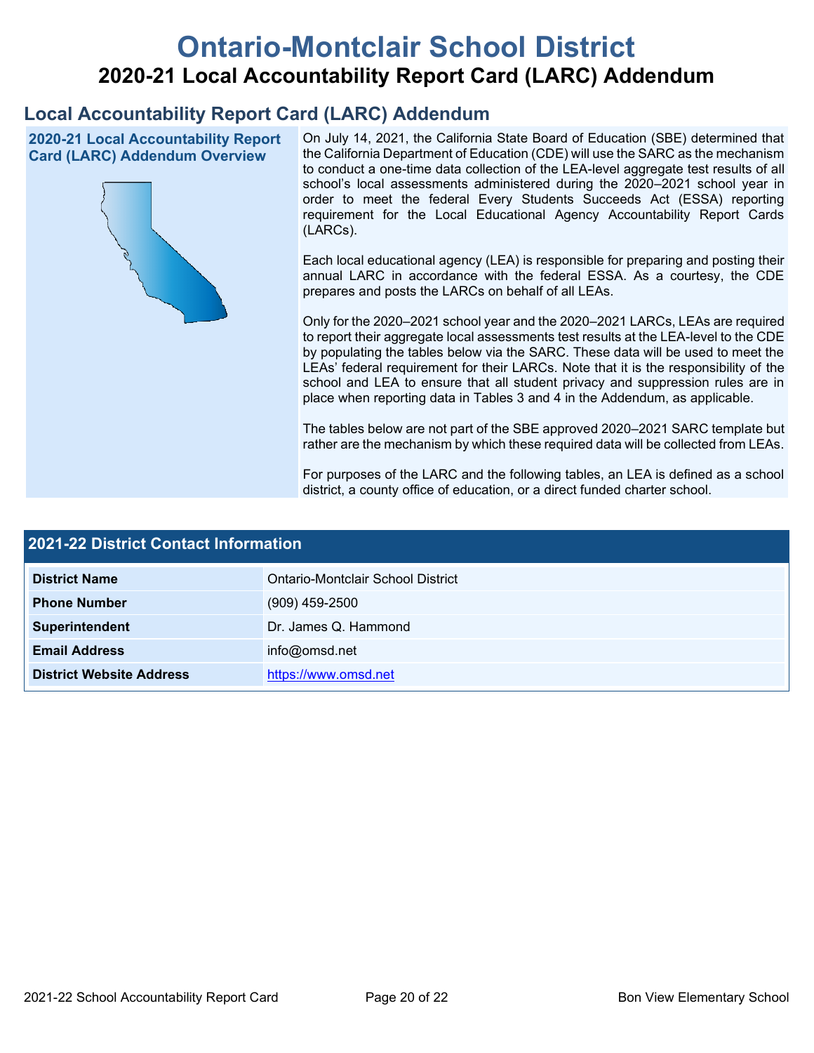# Ontario-Montclair School District

## 2020-21 Local Accountability Report Card (LARC) Addendum

## Local Accountability Report Card (LARC) Addendum

### 2020-21 Local Accountability Report Card (LARC) Addendum Overview

On July 14, 2021, the California State Board of Education (SBE) determined that the California Department of Education (CDE) will use the SARC as the mechanism to conduct a one-time data collection of the LEA-level aggregate test results of all school's local assessments administered during the 2020–2021 school year in order to meet the federal Every Students Succeeds Act (ESSA) reporting requirement for the Local Educational Agency Accountability Report Cards (LARCs).

Each local educational agency (LEA) is responsible for preparing and posting their annual LARC in accordance with the federal ESSA. As a courtesy, the CDE prepares and posts the LARCs on behalf of all LEAs.

Only for the 2020–2021 school year and the 2020–2021 LARCs, LEAs are required to report their aggregate local assessments test results at the LEA-level to the CDE by populating the tables below via the SARC. These data will be used to meet the LEAs' federal requirement for their LARCs. Note that it is the responsibility of the school and LEA to ensure that all student privacy and suppression rules are in place when reporting data in Tables 3 and 4 in the Addendum, as applicable.

The tables below are not part of the SBE approved 2020–2021 SARC template but rather are the mechanism by which these required data will be collected from LEAs.

For purposes of the LARC and the following tables, an LEA is defined as a school district, a county office of education, or a direct funded charter school.

### 2021-22 District Contact Information

| 2021-22 District Contact Information | |
|---|---|
| **District Name** | Ontario-Montclair School District |
| **Phone Number** | (909) 459-2500 |
| **Superintendent** | Dr. James Q. Hammond |
| **Email Address** | info@omsd.net |
| **District Website Address** | https://www.omsd.net |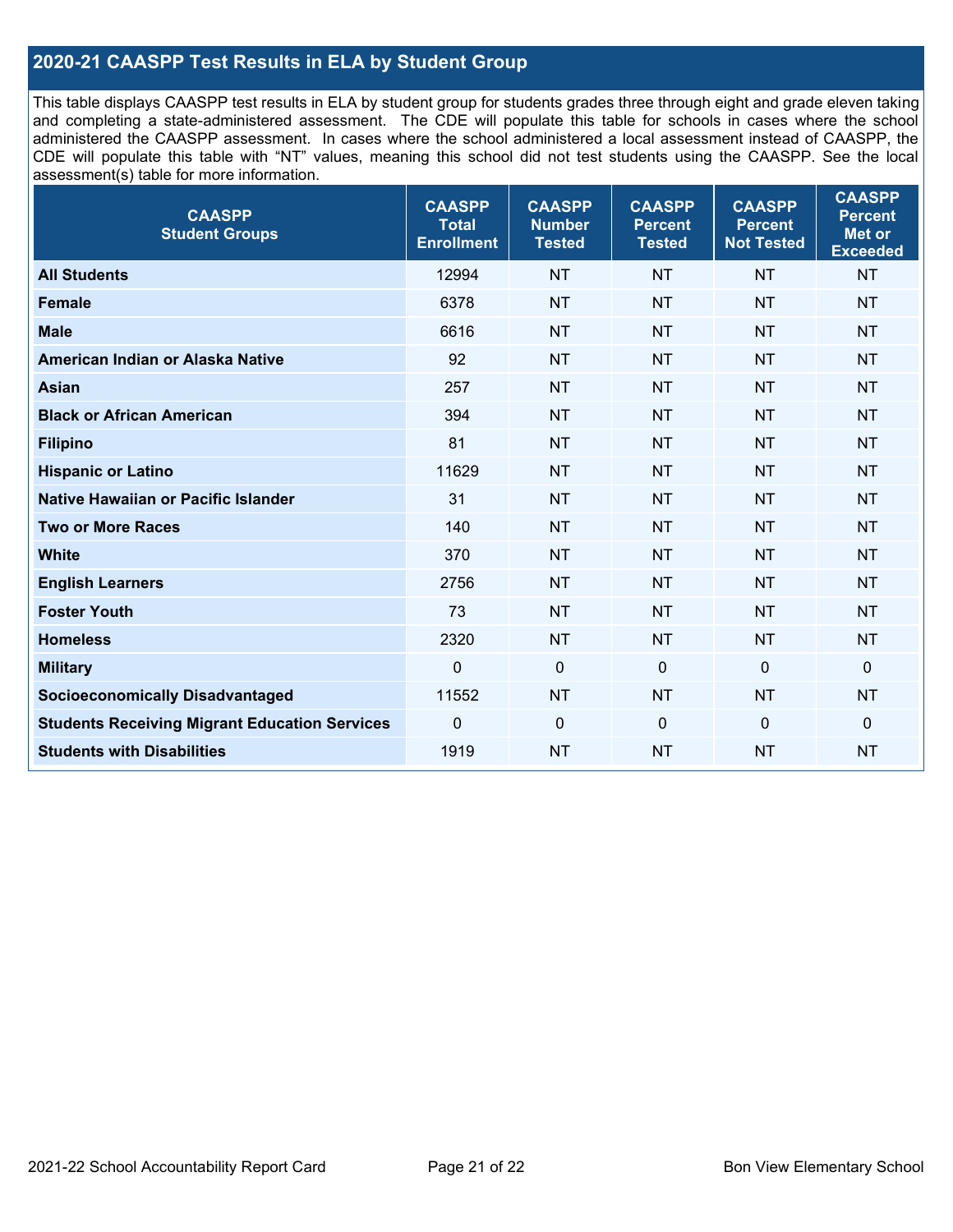## 2020-21 CAASPP Test Results in ELA by Student Group

This table displays CAASPP test results in ELA by student group for students grades three through eight and grade eleven taking and completing a state-administered assessment. The CDE will populate this table for schools in cases where the school administered the CAASPP assessment. In cases where the school administered a local assessment instead of CAASPP, the CDE will populate this table with "NT" values, meaning this school did not test students using the CAASPP. See the local assessment(s) table for more information.

| CAASPP Student Groups | CAASPP Total Enrollment | CAASPP Number Tested | CAASPP Percent Tested | CAASPP Percent Not Tested | CAASPP Percent Met or Exceeded |
| --- | --- | --- | --- | --- | --- |
| **All Students** | 12994 | NT | NT | NT | NT |
| **Female** | 6378 | NT | NT | NT | NT |
| **Male** | 6616 | NT | NT | NT | NT |
| **American Indian or Alaska Native** | 92 | NT | NT | NT | NT |
| **Asian** | 257 | NT | NT | NT | NT |
| **Black or African American** | 394 | NT | NT | NT | NT |
| **Filipino** | 81 | NT | NT | NT | NT |
| **Hispanic or Latino** | 11629 | NT | NT | NT | NT |
| **Native Hawaiian or Pacific Islander** | 31 | NT | NT | NT | NT |
| **Two or More Races** | 140 | NT | NT | NT | NT |
| **White** | 370 | NT | NT | NT | NT |
| **English Learners** | 2756 | NT | NT | NT | NT |
| **Foster Youth** | 73 | NT | NT | NT | NT |
| **Homeless** | 2320 | NT | NT | NT | NT |
| **Military** | 0 | 0 | 0 | 0 | 0 |
| **Socioeconomically Disadvantaged** | 11552 | NT | NT | NT | NT |
| **Students Receiving Migrant Education Services** | 0 | 0 | 0 | 0 | 0 |
| **Students with Disabilities** | 1919 | NT | NT | NT | NT |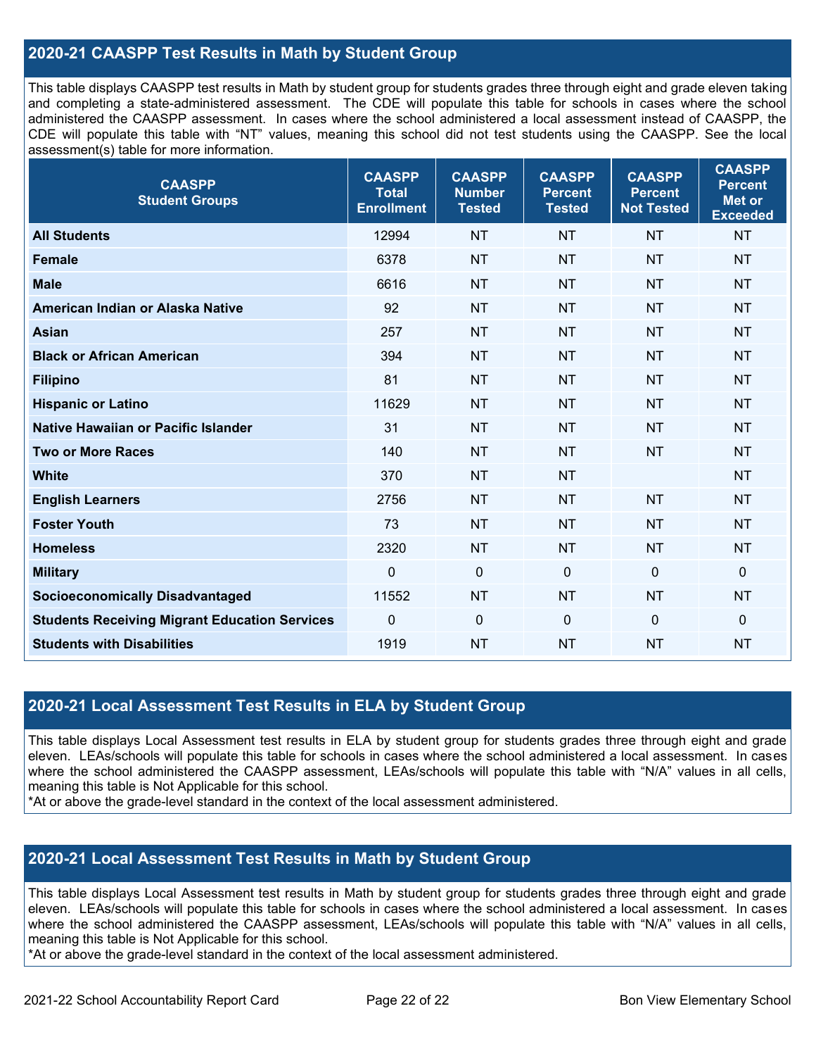## 2020-21 CAASPP Test Results in Math by Student Group

This table displays CAASPP test results in Math by student group for students grades three through eight and grade eleven taking and completing a state-administered assessment. The CDE will populate this table for schools in cases where the school administered the CAASPP assessment. In cases where the school administered a local assessment instead of CAASPP, the CDE will populate this table with "NT" values, meaning this school did not test students using the CAASPP. See the local assessment(s) table for more information.

| CAASPP Student Groups | CAASPP Total Enrollment | CAASPP Number Tested | CAASPP Percent Tested | CAASPP Percent Not Tested | CAASPP Percent Met or Exceeded |
|---|---|---|---|---|---|
| **All Students** | 12994 | NT | NT | NT | NT |
| **Female** | 6378 | NT | NT | NT | NT |
| **Male** | 6616 | NT | NT | NT | NT |
| **American Indian or Alaska Native** | 92 | NT | NT | NT | NT |
| **Asian** | 257 | NT | NT | NT | NT |
| **Black or African American** | 394 | NT | NT | NT | NT |
| **Filipino** | 81 | NT | NT | NT | NT |
| **Hispanic or Latino** | 11629 | NT | NT | NT | NT |
| **Native Hawaiian or Pacific Islander** | 31 | NT | NT | NT | NT |
| **Two or More Races** | 140 | NT | NT | NT | NT |
| **White** | 370 | NT | NT | | NT |
| **English Learners** | 2756 | NT | NT | NT | NT |
| **Foster Youth** | 73 | NT | NT | NT | NT |
| **Homeless** | 2320 | NT | NT | NT | NT |
| **Military** | 0 | 0 | 0 | 0 | 0 |
| **Socioeconomically Disadvantaged** | 11552 | NT | NT | NT | NT |
| **Students Receiving Migrant Education Services** | 0 | 0 | 0 | 0 | 0 |
| **Students with Disabilities** | 1919 | NT | NT | NT | NT |

## 2020-21 Local Assessment Test Results in ELA by Student Group

This table displays Local Assessment test results in ELA by student group for students grades three through eight and grade eleven. LEAs/schools will populate this table for schools in cases where the school administered a local assessment. In cases where the school administered the CAASPP assessment, LEAs/schools will populate this table with "N/A" values in all cells, meaning this table is Not Applicable for this school.
*At or above the grade-level standard in the context of the local assessment administered.

## 2020-21 Local Assessment Test Results in Math by Student Group

This table displays Local Assessment test results in Math by student group for students grades three through eight and grade eleven. LEAs/schools will populate this table for schools in cases where the school administered a local assessment. In cases where the school administered the CAASPP assessment, LEAs/schools will populate this table with "N/A" values in all cells, meaning this table is Not Applicable for this school.
*At or above the grade-level standard in the context of the local assessment administered.